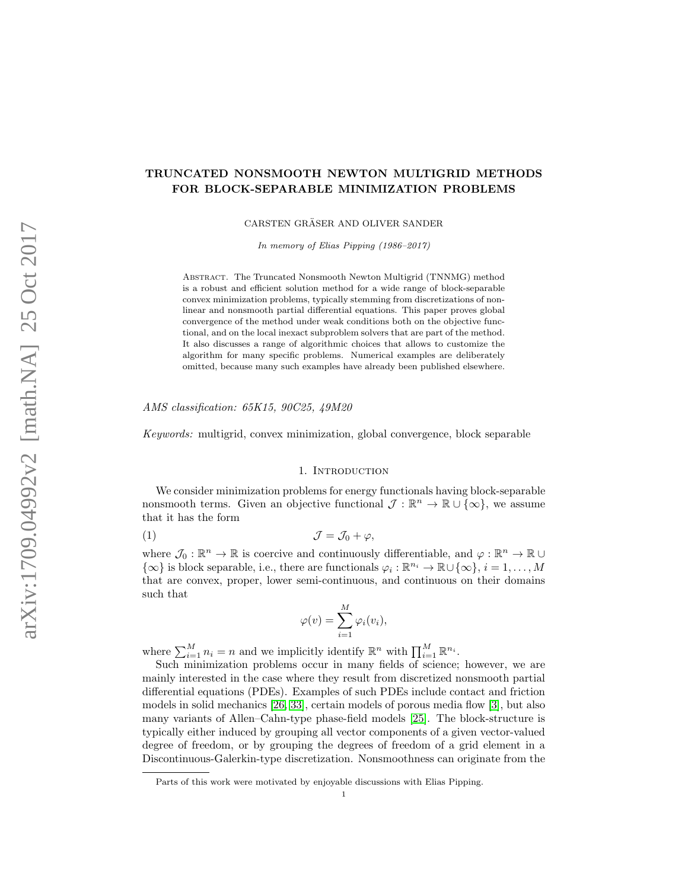# TRUNCATED NONSMOOTH NEWTON MULTIGRID METHODS FOR BLOCK-SEPARABLE MINIMIZATION PROBLEMS

CARSTEN GRÄSER AND OLIVER SANDER

*In memory of Elias Pipping (1986–2017)*

ABSTRACT. The Truncated Nonsmooth Newton Multigrid (TNNMG) method is a robust and efficient solution method for a wide range of block-separable convex minimization problems, typically stemming from discretizations of nonlinear and nonsmooth partial differential equations. This paper proves global convergence of the method under weak conditions both on the objective functional, and on the local inexact subproblem solvers that are part of the method. It also discusses a range of algorithmic choices that allows to customize the algorithm for many specific problems. Numerical examples are deliberately omitted, because many such examples have already been published elsewhere.

*AMS classification: 65K15, 90C25, 49M20*

*Keywords:* multigrid, convex minimization, global convergence, block separable

## 1. Introduction

We consider minimization problems for energy functionals having block-separable nonsmooth terms. Given an objective functional $\mathcal{J} : \mathbb{R}^n \to \mathbb{R} \cup \{\infty\}$, we assume that it has the form

$$\mathcal{J} = \mathcal{J}_0 + \varphi, \tag{1}$$

where $\mathcal{J}_0 : \mathbb{R}^n \to \mathbb{R}$ is coercive and continuously differentiable, and $\varphi : \mathbb{R}^n \to \mathbb{R} \cup \{\infty\}$ is block separable, i.e., there are functionals $\varphi_i : \mathbb{R}^{n_i} \to \mathbb{R} \cup \{\infty\}$, $i = 1, \dots, M$ that are convex, proper, lower semi-continuous, and continuous on their domains such that

$$\varphi(v) = \sum_{i=1}^{M} \varphi_i(v_i),$$

where $\sum_{i=1}^{M} n_i = n$ and we implicitly identify $\mathbb{R}^n$ with $\prod_{i=1}^{M} \mathbb{R}^{n_i}$.

Such minimization problems occur in many fields of science; however, we are mainly interested in the case where they result from discretized nonsmooth partial differential equations (PDEs). Examples of such PDEs include contact and friction models in solid mechanics [26, 33], certain models of porous media flow [3], but also many variants of Allen–Cahn-type phase-field models [25]. The block-structure is typically either induced by grouping all vector components of a given vector-valued degree of freedom, or by grouping the degrees of freedom of a grid element in a Discontinuous-Galerkin-type discretization. Nonsmoothness can originate from the

Parts of this work were motivated by enjoyable discussions with Elias Pipping.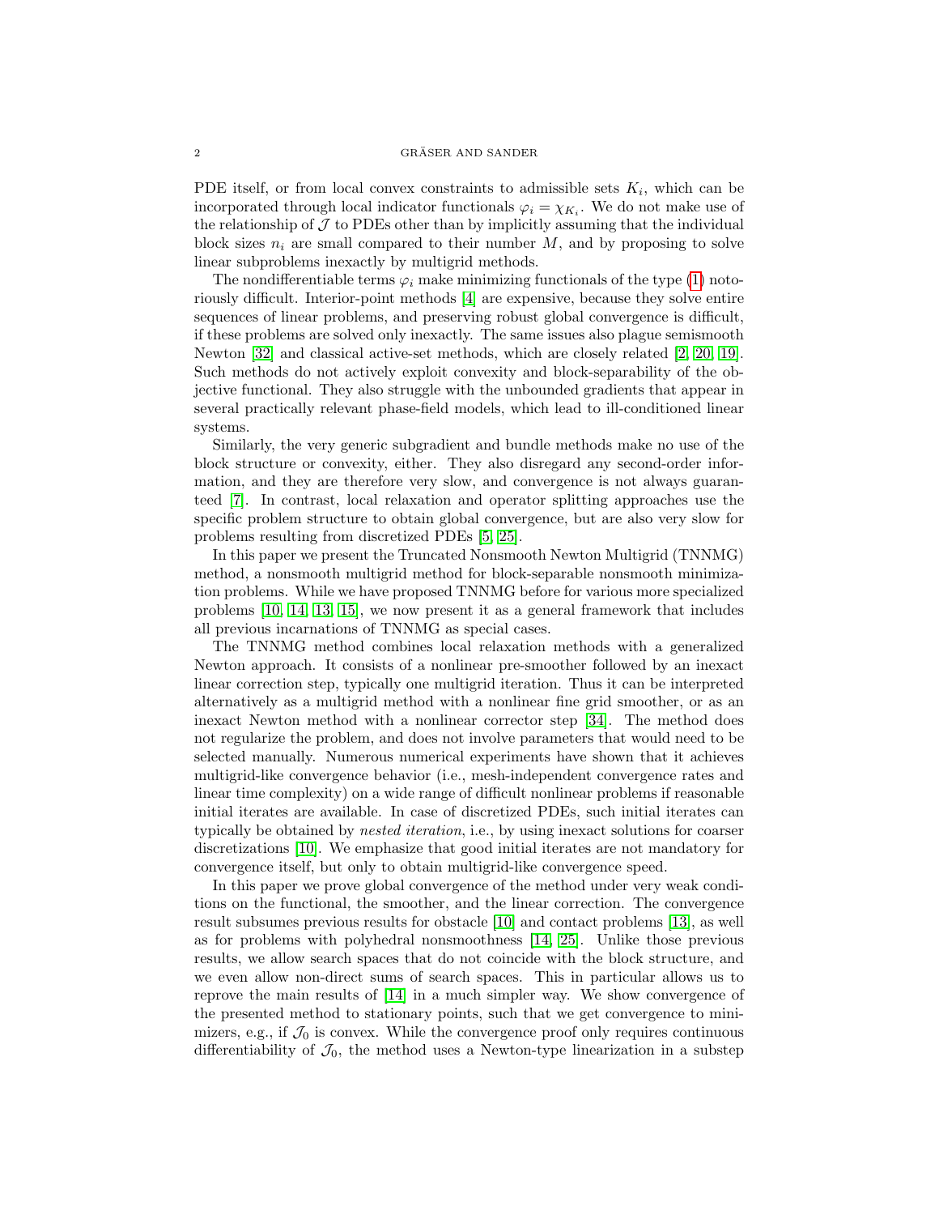PDE itself, or from local convex constraints to admissible sets $K_i$, which can be incorporated through local indicator functionals $\varphi_i = \chi_{K_i}$. We do not make use of the relationship of $\mathcal{J}$ to PDEs other than by implicitly assuming that the individual block sizes $n_i$ are small compared to their number $M$, and by proposing to solve linear subproblems inexactly by multigrid methods.

The nondifferentiable terms $\varphi_i$ make minimizing functionals of the type (1) notoriously difficult. Interior-point methods [4] are expensive, because they solve entire sequences of linear problems, and preserving robust global convergence is difficult, if these problems are solved only inexactly. The same issues also plague semismooth Newton [32] and classical active-set methods, which are closely related [2, 20, 19]. Such methods do not actively exploit convexity and block-separability of the objective functional. They also struggle with the unbounded gradients that appear in several practically relevant phase-field models, which lead to ill-conditioned linear systems.

Similarly, the very generic subgradient and bundle methods make no use of the block structure or convexity, either. They also disregard any second-order information, and they are therefore very slow, and convergence is not always guaranteed [7]. In contrast, local relaxation and operator splitting approaches use the specific problem structure to obtain global convergence, but are also very slow for problems resulting from discretized PDEs [5, 25].

In this paper we present the Truncated Nonsmooth Newton Multigrid (TNNMG) method, a nonsmooth multigrid method for block-separable nonsmooth minimization problems. While we have proposed TNNMG before for various more specialized problems [10, 14, 13, 15], we now present it as a general framework that includes all previous incarnations of TNNMG as special cases.

The TNNMG method combines local relaxation methods with a generalized Newton approach. It consists of a nonlinear pre-smoother followed by an inexact linear correction step, typically one multigrid iteration. Thus it can be interpreted alternatively as a multigrid method with a nonlinear fine grid smoother, or as an inexact Newton method with a nonlinear corrector step [34]. The method does not regularize the problem, and does not involve parameters that would need to be selected manually. Numerous numerical experiments have shown that it achieves multigrid-like convergence behavior (i.e., mesh-independent convergence rates and linear time complexity) on a wide range of difficult nonlinear problems if reasonable initial iterates are available. In case of discretized PDEs, such initial iterates can typically be obtained by *nested iteration*, i.e., by using inexact solutions for coarser discretizations [10]. We emphasize that good initial iterates are not mandatory for convergence itself, but only to obtain multigrid-like convergence speed.

In this paper we prove global convergence of the method under very weak conditions on the functional, the smoother, and the linear correction. The convergence result subsumes previous results for obstacle [10] and contact problems [13], as well as for problems with polyhedral nonsmoothness [14, 25]. Unlike those previous results, we allow search spaces that do not coincide with the block structure, and we even allow non-direct sums of search spaces. This in particular allows us to reprove the main results of [14] in a much simpler way. We show convergence of the presented method to stationary points, such that we get convergence to minimizers, e.g., if $\mathcal{J}_0$ is convex. While the convergence proof only requires continuous differentiability of $\mathcal{J}_0$, the method uses a Newton-type linearization in a substep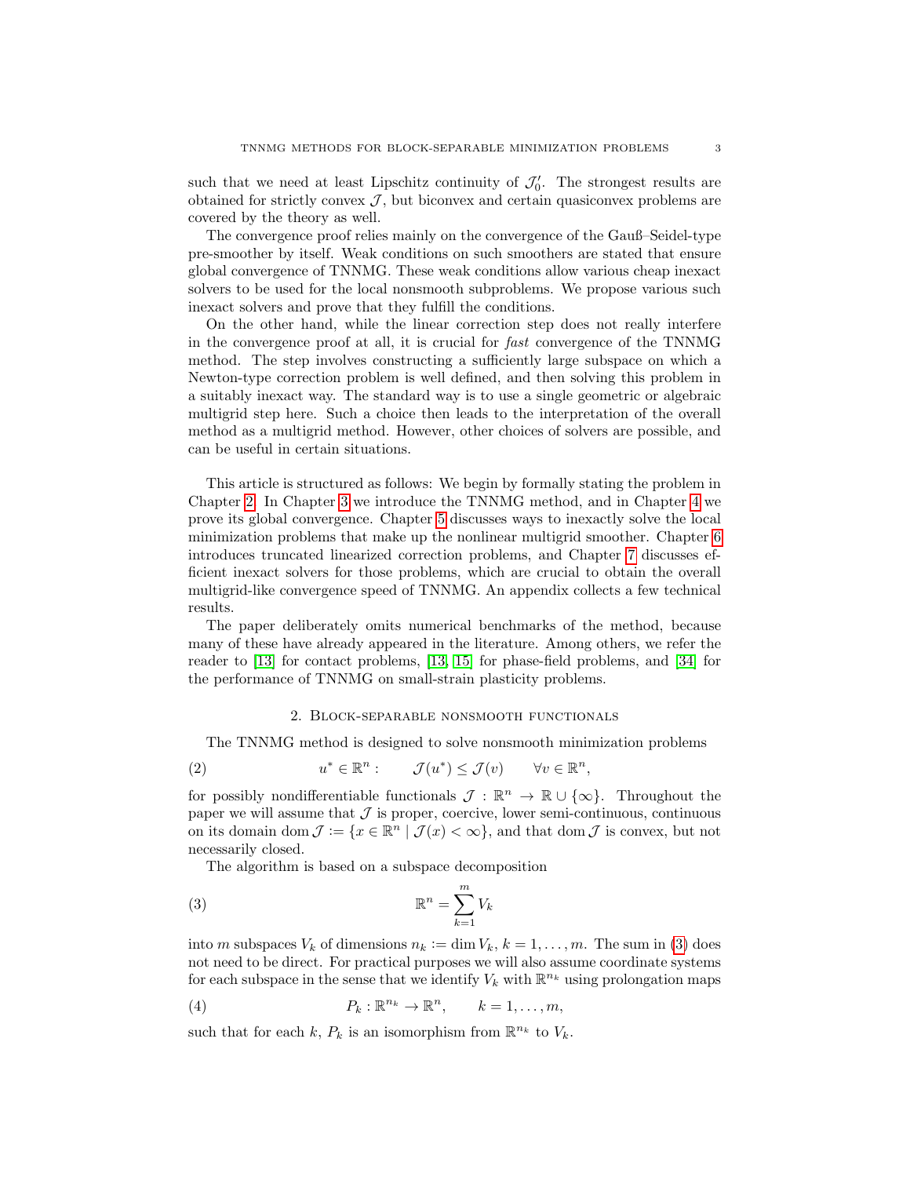such that we need at least Lipschitz continuity of $\mathcal{J}_0'$. The strongest results are obtained for strictly convex $\mathcal{J}$, but biconvex and certain quasiconvex problems are covered by the theory as well.

The convergence proof relies mainly on the convergence of the Gauß–Seidel-type pre-smoother by itself. Weak conditions on such smoothers are stated that ensure global convergence of TNNMG. These weak conditions allow various cheap inexact solvers to be used for the local nonsmooth subproblems. We propose various such inexact solvers and prove that they fulfill the conditions.

On the other hand, while the linear correction step does not really interfere in the convergence proof at all, it is crucial for *fast* convergence of the TNNMG method. The step involves constructing a sufficiently large subspace on which a Newton-type correction problem is well defined, and then solving this problem in a suitably inexact way. The standard way is to use a single geometric or algebraic multigrid step here. Such a choice then leads to the interpretation of the overall method as a multigrid method. However, other choices of solvers are possible, and can be useful in certain situations.

This article is structured as follows: We begin by formally stating the problem in Chapter 2. In Chapter 3 we introduce the TNNMG method, and in Chapter 4 we prove its global convergence. Chapter 5 discusses ways to inexactly solve the local minimization problems that make up the nonlinear multigrid smoother. Chapter 6 introduces truncated linearized correction problems, and Chapter 7 discusses efficient inexact solvers for those problems, which are crucial to obtain the overall multigrid-like convergence speed of TNNMG. An appendix collects a few technical results.

The paper deliberately omits numerical benchmarks of the method, because many of these have already appeared in the literature. Among others, we refer the reader to [13] for contact problems, [13, 15] for phase-field problems, and [34] for the performance of TNNMG on small-strain plasticity problems.

## 2. Block-separable nonsmooth functionals

The TNNMG method is designed to solve nonsmooth minimization problems

$$u^* \in \mathbb{R}^n : \qquad \mathcal{J}(u^*) \leq \mathcal{J}(v) \qquad \forall v \in \mathbb{R}^n, \tag{2}$$

for possibly nondifferentiable functionals $\mathcal{J} : \mathbb{R}^n \to \mathbb{R} \cup \{\infty\}$. Throughout the paper we will assume that $\mathcal{J}$ is proper, coercive, lower semi-continuous, continuous on its domain $\operatorname{dom} \mathcal{J} := \{x \in \mathbb{R}^n \mid \mathcal{J}(x) < \infty\}$, and that $\operatorname{dom} \mathcal{J}$ is convex, but not necessarily closed.

The algorithm is based on a subspace decomposition

$$\mathbb{R}^n = \sum_{k=1}^{m} V_k \tag{3}$$

into $m$ subspaces $V_k$ of dimensions $n_k := \dim V_k$, $k = 1, \dots, m$. The sum in (3) does not need to be direct. For practical purposes we will also assume coordinate systems for each subspace in the sense that we identify $V_k$ with $\mathbb{R}^{n_k}$ using prolongation maps

$$P_k : \mathbb{R}^{n_k} \to \mathbb{R}^n, \qquad k = 1, \dots, m, \tag{4}$$

such that for each $k$, $P_k$ is an isomorphism from $\mathbb{R}^{n_k}$ to $V_k$.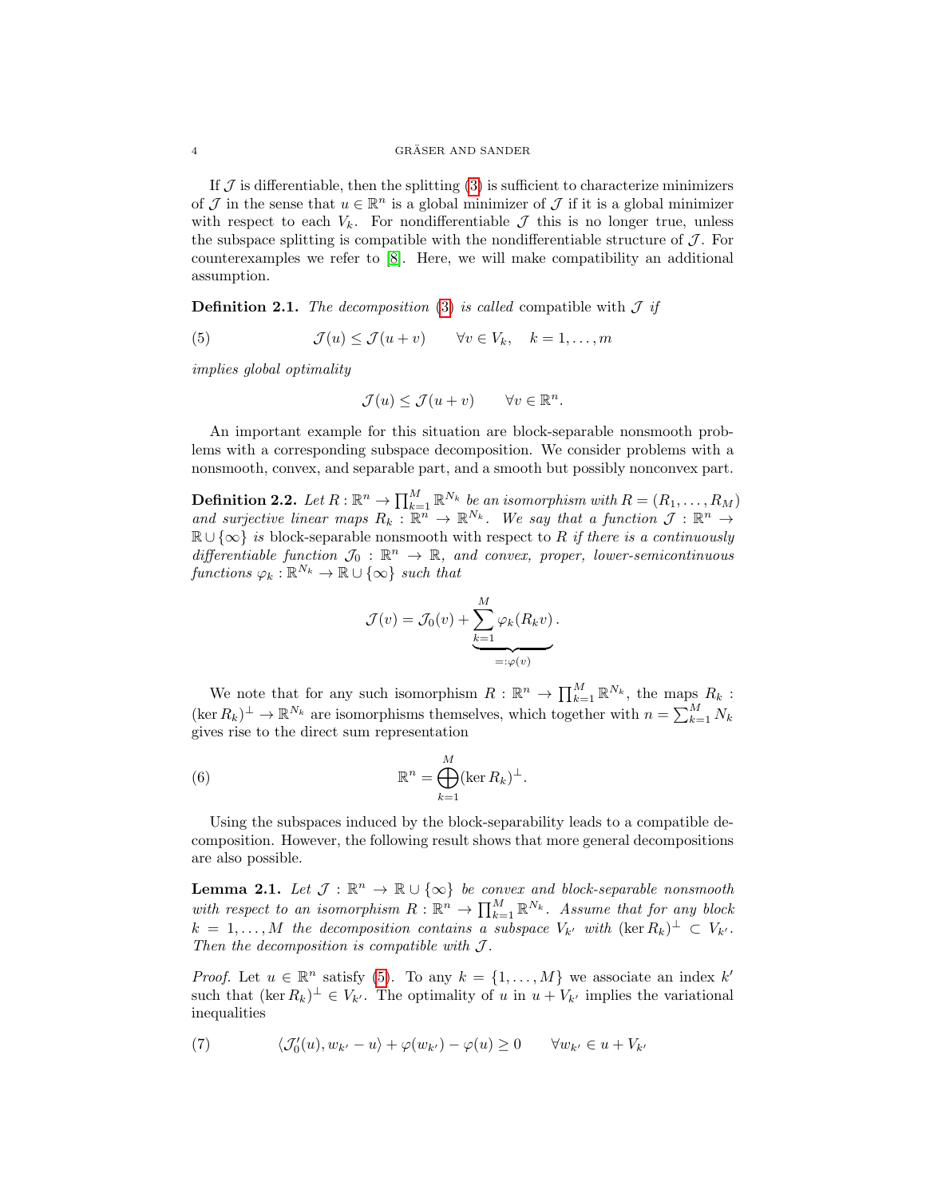If $\mathcal{J}$ is differentiable, then the splitting (3) is sufficient to characterize minimizers of $\mathcal{J}$ in the sense that $u \in \mathbb{R}^n$ is a global minimizer of $\mathcal{J}$ if it is a global minimizer with respect to each $V_k$. For nondifferentiable $\mathcal{J}$ this is no longer true, unless the subspace splitting is compatible with the nondifferentiable structure of $\mathcal{J}$. For counterexamples we refer to [8]. Here, we will make compatibility an additional assumption.

**Definition 2.1.** *The decomposition* (3) *is called* compatible *with $\mathcal{J}$ if*

$$\mathcal{J}(u) \leq \mathcal{J}(u+v) \qquad \forall v \in V_k, \quad k = 1, \dots, m \tag{5}$$

*implies global optimality*

$$\mathcal{J}(u) \leq \mathcal{J}(u+v) \qquad \forall v \in \mathbb{R}^n.$$

An important example for this situation are block-separable nonsmooth problems with a corresponding subspace decomposition. We consider problems with a nonsmooth, convex, and separable part, and a smooth but possibly nonconvex part.

**Definition 2.2.** *Let $R : \mathbb{R}^n \to \prod_{k=1}^M \mathbb{R}^{N_k}$ be an isomorphism with $R = (R_1, \dots, R_M)$ and surjective linear maps $R_k : \mathbb{R}^n \to \mathbb{R}^{N_k}$. We say that a function $\mathcal{J} : \mathbb{R}^n \to \mathbb{R} \cup \{\infty\}$ is* block-separable nonsmooth *with respect to $R$ if there is a continuously differentiable function $\mathcal{J}_0 : \mathbb{R}^n \to \mathbb{R}$, and convex, proper, lower-semicontinuous functions $\varphi_k : \mathbb{R}^{N_k} \to \mathbb{R} \cup \{\infty\}$ such that*

$$\mathcal{J}(v) = \mathcal{J}_0(v) + \underbrace{\sum_{k=1}^M \varphi_k(R_k v)}_{=:\varphi(v)}.$$

We note that for any such isomorphism $R : \mathbb{R}^n \to \prod_{k=1}^M \mathbb{R}^{N_k}$, the maps $R_k : (\ker R_k)^\perp \to \mathbb{R}^{N_k}$ are isomorphisms themselves, which together with $n = \sum_{k=1}^M N_k$ gives rise to the direct sum representation

$$\mathbb{R}^n = \bigoplus_{k=1}^M (\ker R_k)^\perp. \tag{6}$$

Using the subspaces induced by the block-separability leads to a compatible decomposition. However, the following result shows that more general decompositions are also possible.

**Lemma 2.1.** *Let $\mathcal{J} : \mathbb{R}^n \to \mathbb{R} \cup \{\infty\}$ be convex and block-separable nonsmooth with respect to an isomorphism $R : \mathbb{R}^n \to \prod_{k=1}^M \mathbb{R}^{N_k}$. Assume that for any block $k = 1, \dots, M$ the decomposition contains a subspace $V_{k'}$ with $(\ker R_k)^\perp \subset V_{k'}$. Then the decomposition is compatible with $\mathcal{J}$.*

*Proof.* Let $u \in \mathbb{R}^n$ satisfy (5). To any $k = \{1, \dots, M\}$ we associate an index $k'$ such that $(\ker R_k)^\perp \in V_{k'}$. The optimality of $u$ in $u + V_{k'}$ implies the variational inequalities

$$\langle \mathcal{J}_0'(u), w_{k'} - u \rangle + \varphi(w_{k'}) - \varphi(u) \geq 0 \qquad \forall w_{k'} \in u + V_{k'} \tag{7}$$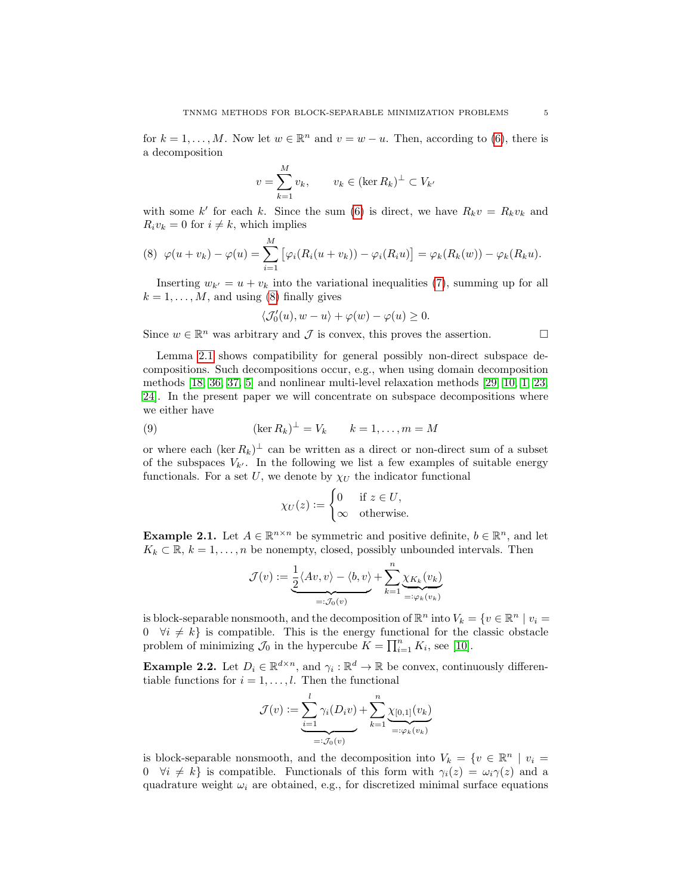for $k = 1, \ldots, M$. Now let $w \in \mathbb{R}^n$ and $v = w - u$. Then, according to (6), there is a decomposition

$$v = \sum_{k=1}^{M} v_k, \qquad v_k \in (\ker R_k)^\perp \subset V_{k'}$$

with some $k'$ for each $k$. Since the sum (6) is direct, we have $R_k v = R_k v_k$ and $R_i v_k = 0$ for $i \neq k$, which implies

$$\text{(8)} \quad \varphi(u + v_k) - \varphi(u) = \sum_{i=1}^{M} \left[ \varphi_i(R_i(u + v_k)) - \varphi_i(R_i u) \right] = \varphi_k(R_k(w)) - \varphi_k(R_k u).$$

Inserting $w_{k'} = u + v_k$ into the variational inequalities (7), summing up for all $k = 1, \ldots, M$, and using (8) finally gives

$$\langle \mathcal{J}_0'(u), w - u \rangle + \varphi(w) - \varphi(u) \geq 0.$$

Since $w \in \mathbb{R}^n$ was arbitrary and $\mathcal{J}$ is convex, this proves the assertion. $\square$

Lemma 2.1 shows compatibility for general possibly non-direct subspace decompositions. Such decompositions occur, e.g., when using domain decomposition methods [18, 36, 37, 5] and nonlinear multi-level relaxation methods [29, 10, 1, 23, 24]. In the present paper we will concentrate on subspace decompositions where we either have

$$\text{(9)} \qquad (\ker R_k)^\perp = V_k \qquad k = 1, \ldots, m = M$$

or where each $(\ker R_k)^\perp$ can be written as a direct or non-direct sum of a subset of the subspaces $V_{k'}$. In the following we list a few examples of suitable energy functionals. For a set $U$, we denote by $\chi_U$ the indicator functional

$$\chi_U(z) := \begin{cases} 0 & \text{if } z \in U, \\ \infty & \text{otherwise.} \end{cases}$$

**Example 2.1.** Let $A \in \mathbb{R}^{n \times n}$ be symmetric and positive definite, $b \in \mathbb{R}^n$, and let $K_k \subset \mathbb{R}$, $k = 1, \ldots, n$ be nonempty, closed, possibly unbounded intervals. Then

$$\mathcal{J}(v) := \underbrace{\frac{1}{2}\langle Av, v \rangle - \langle b, v \rangle}_{=:\mathcal{J}_0(v)} + \sum_{k=1}^{n} \underbrace{\chi_{K_k}(v_k)}_{=:\varphi_k(v_k)}$$

is block-separable nonsmooth, and the decomposition of $\mathbb{R}^n$ into $V_k = \{v \in \mathbb{R}^n \mid v_i = 0 \quad \forall i \neq k\}$ is compatible. This is the energy functional for the classic obstacle problem of minimizing $\mathcal{J}_0$ in the hypercube $K = \prod_{i=1}^n K_i$, see [10].

**Example 2.2.** Let $D_i \in \mathbb{R}^{d \times n}$, and $\gamma_i : \mathbb{R}^d \to \mathbb{R}$ be convex, continuously differentiable functions for $i = 1, \ldots, l$. Then the functional

$$\mathcal{J}(v) := \underbrace{\sum_{i=1}^{l} \gamma_i(D_i v)}_{=:\mathcal{J}_0(v)} + \sum_{k=1}^{n} \underbrace{\chi_{[0,1]}(v_k)}_{=:\varphi_k(v_k)}$$

is block-separable nonsmooth, and the decomposition into $V_k = \{v \in \mathbb{R}^n \mid v_i = 0 \quad \forall i \neq k\}$ is compatible. Functionals of this form with $\gamma_i(z) = \omega_i \gamma(z)$ and a quadrature weight $\omega_i$ are obtained, e.g., for discretized minimal surface equations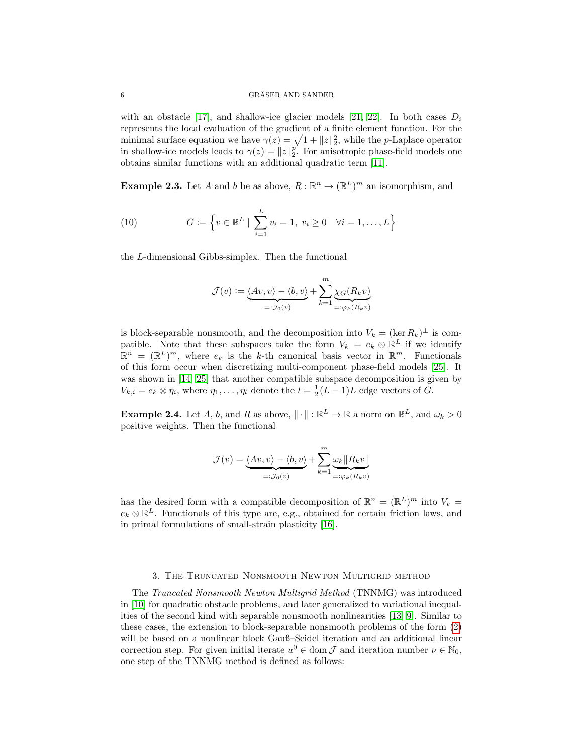with an obstacle [17], and shallow-ice glacier models [21, 22]. In both cases $D_i$ represents the local evaluation of the gradient of a finite element function. For the minimal surface equation we have $\gamma(z) = \sqrt{1 + \|z\|_2^2}$, while the $p$-Laplace operator in shallow-ice models leads to $\gamma(z) = \|z\|_2^p$. For anisotropic phase-field models one obtains similar functions with an additional quadratic term [11].

**Example 2.3.** Let $A$ and $b$ be as above, $R : \mathbb{R}^n \to (\mathbb{R}^L)^m$ an isomorphism, and

$$G := \Big\{ v \in \mathbb{R}^L \mid \sum_{i=1}^{L} v_i = 1,\ v_i \geq 0 \quad \forall i = 1, \dots, L \Big\} \tag{10}$$

the $L$-dimensional Gibbs-simplex. Then the functional

$$\mathcal{J}(v) := \underbrace{\langle Av, v\rangle - \langle b, v\rangle}_{=:\mathcal{J}_0(v)} + \sum_{k=1}^{m} \underbrace{\chi_G(R_k v)}_{=:\varphi_k(R_k v)}$$

is block-separable nonsmooth, and the decomposition into $V_k = (\ker R_k)^\perp$ is compatible. Note that these subspaces take the form $V_k = e_k \otimes \mathbb{R}^L$ if we identify $\mathbb{R}^n = (\mathbb{R}^L)^m$, where $e_k$ is the $k$-th canonical basis vector in $\mathbb{R}^m$. Functionals of this form occur when discretizing multi-component phase-field models [25]. It was shown in [14, 25] that another compatible subspace decomposition is given by $V_{k,i} = e_k \otimes \eta_i$, where $\eta_1, \dots, \eta_l$ denote the $l = \frac{1}{2}(L-1)L$ edge vectors of $G$.

**Example 2.4.** Let $A$, $b$, and $R$ as above, $\|\cdot\| : \mathbb{R}^L \to \mathbb{R}$ a norm on $\mathbb{R}^L$, and $\omega_k > 0$ positive weights. Then the functional

$$\mathcal{J}(v) = \underbrace{\langle Av, v\rangle - \langle b, v\rangle}_{=:\mathcal{J}_0(v)} + \sum_{k=1}^{m} \underbrace{\omega_k \|R_k v\|}_{=:\varphi_k(R_k v)}$$

has the desired form with a compatible decomposition of $\mathbb{R}^n = (\mathbb{R}^L)^m$ into $V_k = e_k \otimes \mathbb{R}^L$. Functionals of this type are, e.g., obtained for certain friction laws, and in primal formulations of small-strain plasticity [16].

## 3. The Truncated Nonsmooth Newton Multigrid method

The *Truncated Nonsmooth Newton Multigrid Method* (TNNMG) was introduced in [10] for quadratic obstacle problems, and later generalized to variational inequalities of the second kind with separable nonsmooth nonlinearities [13, 9]. Similar to these cases, the extension to block-separable nonsmooth problems of the form (2) will be based on a nonlinear block Gauß–Seidel iteration and an additional linear correction step. For given initial iterate $u^0 \in \operatorname{dom} \mathcal{J}$ and iteration number $\nu \in \mathbb{N}_0$, one step of the TNNMG method is defined as follows: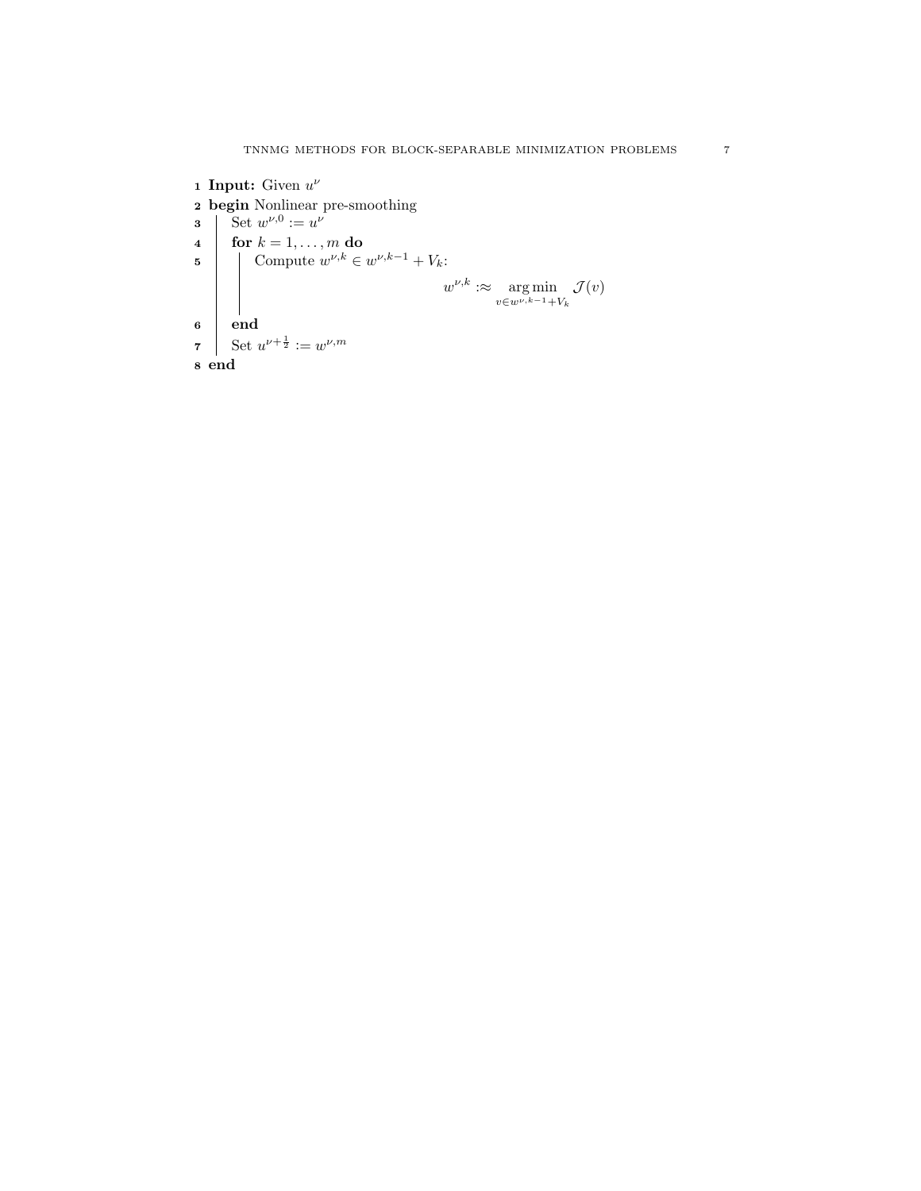```
1 Input: Given u^ν
2 begin Nonlinear pre-smoothing
3   Set w^{ν,0} := u^ν
4   for k = 1, ..., m do
5     Compute w^{ν,k} ∈ w^{ν,k-1} + V_k:
          w^{ν,k} :≈ argmin_{v ∈ w^{ν,k-1} + V_k} J(v)
6   end
7   Set u^{ν+1/2} := w^{ν,m}
8 end
```

**Input:** Given $u^\nu$

**begin** Nonlinear pre-smoothing

- Set $w^{\nu,0} := u^\nu$
- **for** $k = 1, \dots, m$ **do**
  - Compute $w^{\nu,k} \in w^{\nu,k-1} + V_k$:

$$w^{\nu,k} :\approx \operatorname*{arg\,min}_{v \in w^{\nu,k-1} + V_k} \mathcal{J}(v)$$

- **end**
- Set $u^{\nu+\frac{1}{2}} := w^{\nu,m}$

**end**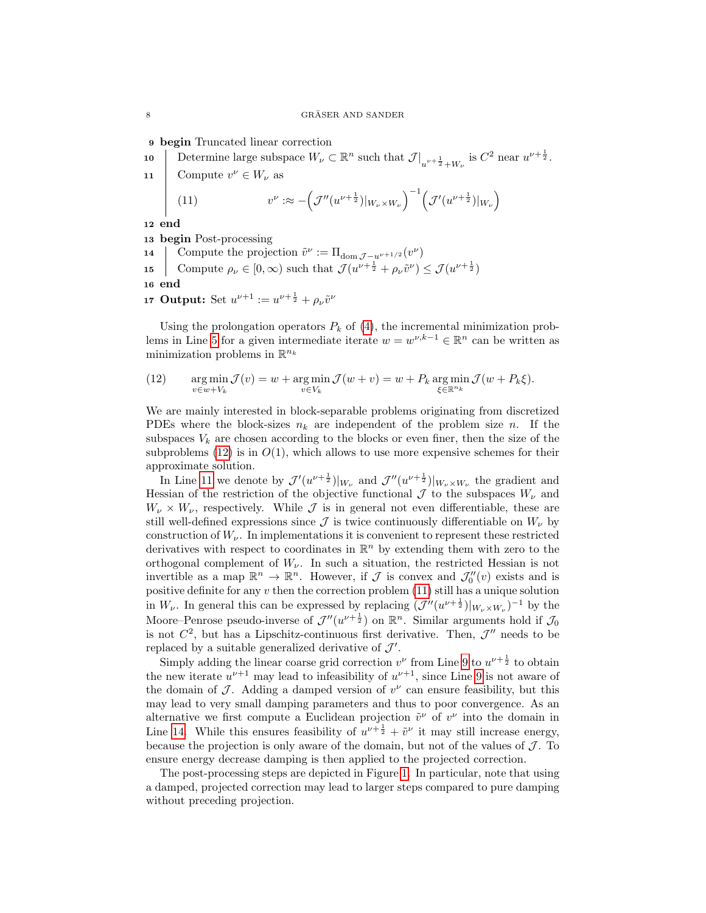**9 begin** Truncated linear correction

**10** Determine large subspace $W_\nu \subset \mathbb{R}^n$ such that $\mathcal{J}|_{u^{\nu+\frac{1}{2}}+W_\nu}$ is $C^2$ near $u^{\nu+\frac{1}{2}}$.

**11** Compute $v^\nu \in W_\nu$ as

$$v^\nu :\approx -\Big(\mathcal{J}''(u^{\nu+\frac{1}{2}})|_{W_\nu \times W_\nu}\Big)^{-1}\Big(\mathcal{J}'(u^{\nu+\frac{1}{2}})|_{W_\nu}\Big) \tag{11}$$

**12 end**

**13 begin** Post-processing

**14** Compute the projection $\tilde{v}^\nu := \Pi_{\operatorname{dom}\mathcal{J}-u^{\nu+1/2}}(v^\nu)$

**15** Compute $\rho_\nu \in [0,\infty)$ such that $\mathcal{J}(u^{\nu+\frac{1}{2}} + \rho_\nu \tilde{v}^\nu) \le \mathcal{J}(u^{\nu+\frac{1}{2}})$

**16 end**

**17 Output:** Set $u^{\nu+1} := u^{\nu+\frac{1}{2}} + \rho_\nu \tilde{v}^\nu$

Using the prolongation operators $P_k$ of (4), the incremental minimization problems in Line 5 for a given intermediate iterate $w = w^{\nu,k-1} \in \mathbb{R}^n$ can be written as minimization problems in $\mathbb{R}^{n_k}$

$$\operatorname*{arg\,min}_{v \in w+V_k} \mathcal{J}(v) = w + \operatorname*{arg\,min}_{v\in V_k} \mathcal{J}(w+v) = w + P_k \operatorname*{arg\,min}_{\xi \in \mathbb{R}^{n_k}} \mathcal{J}(w + P_k\xi). \tag{12}$$

We are mainly interested in block-separable problems originating from discretized PDEs where the block-sizes $n_k$ are independent of the problem size $n$. If the subspaces $V_k$ are chosen according to the blocks or even finer, then the size of the subproblems (12) is in $O(1)$, which allows to use more expensive schemes for their approximate solution.

In Line 11 we denote by $\mathcal{J}'(u^{\nu+\frac{1}{2}})|_{W_\nu}$ and $\mathcal{J}''(u^{\nu+\frac{1}{2}})|_{W_\nu\times W_\nu}$ the gradient and Hessian of the restriction of the objective functional $\mathcal{J}$ to the subspaces $W_\nu$ and $W_\nu \times W_\nu$, respectively. While $\mathcal{J}$ is in general not even differentiable, these are still well-defined expressions since $\mathcal{J}$ is twice continuously differentiable on $W_\nu$ by construction of $W_\nu$. In implementations it is convenient to represent these restricted derivatives with respect to coordinates in $\mathbb{R}^n$ by extending them with zero to the orthogonal complement of $W_\nu$. In such a situation, the restricted Hessian is not invertible as a map $\mathbb{R}^n \to \mathbb{R}^n$. However, if $\mathcal{J}$ is convex and $\mathcal{J}_0''(v)$ exists and is positive definite for any $v$ then the correction problem (11) still has a unique solution in $W_\nu$. In general this can be expressed by replacing $(\mathcal{J}''(u^{\nu+\frac{1}{2}})|_{W_\nu\times W_\nu})^{-1}$ by the Moore–Penrose pseudo-inverse of $\mathcal{J}''(u^{\nu+\frac{1}{2}})$ on $\mathbb{R}^n$. Similar arguments hold if $\mathcal{J}_0$ is not $C^2$, but has a Lipschitz-continuous first derivative. Then, $\mathcal{J}''$ needs to be replaced by a suitable generalized derivative of $\mathcal{J}'$.

Simply adding the linear coarse grid correction $v^\nu$ from Line 9 to $u^{\nu+\frac{1}{2}}$ to obtain the new iterate $u^{\nu+1}$ may lead to infeasibility of $u^{\nu+1}$, since Line 9 is not aware of the domain of $\mathcal{J}$. Adding a damped version of $v^\nu$ can ensure feasibility, but this may lead to very small damping parameters and thus to poor convergence. As an alternative we first compute a Euclidean projection $\tilde{v}^\nu$ of $v^\nu$ into the domain in Line 14. While this ensures feasibility of $u^{\nu+\frac{1}{2}} + \tilde{v}^\nu$ it may still increase energy, because the projection is only aware of the domain, but not of the values of $\mathcal{J}$. To ensure energy decrease damping is then applied to the projected correction.

The post-processing steps are depicted in Figure 1. In particular, note that using a damped, projected correction may lead to larger steps compared to pure damping without preceding projection.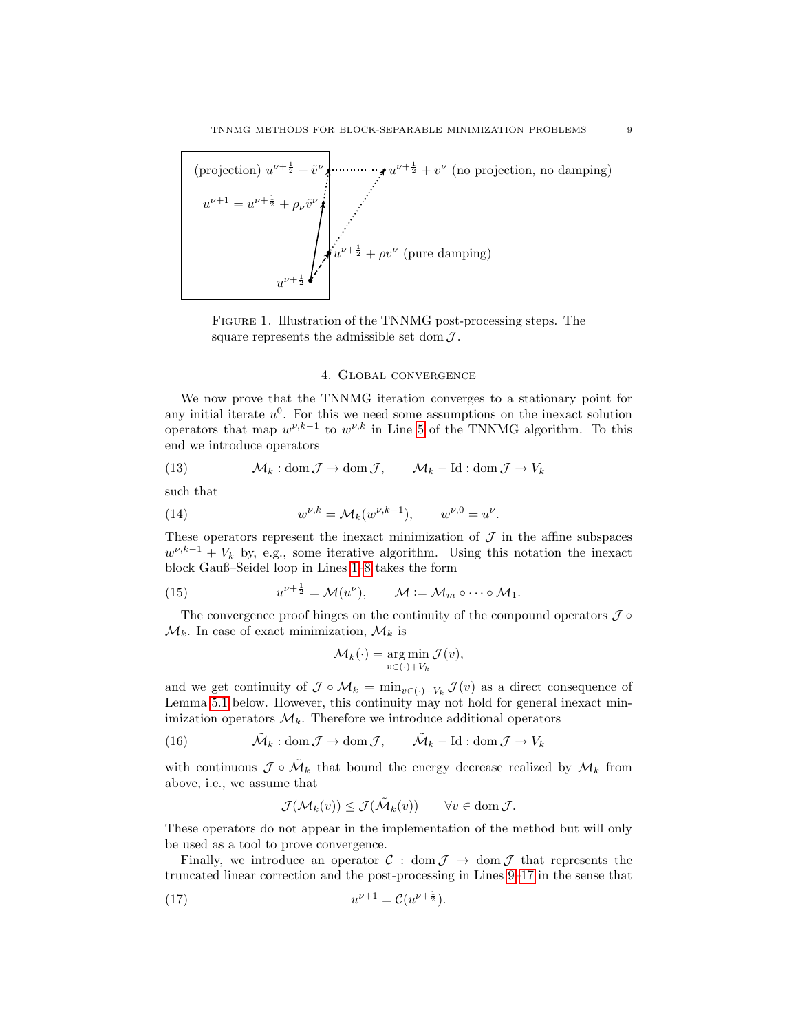FIGURE 1. Illustration of the TNNMG post-processing steps. The square represents the admissible set $\operatorname{dom} \mathcal{J}$.

## 4. Global convergence

We now prove that the TNNMG iteration converges to a stationary point for any initial iterate $u^0$. For this we need some assumptions on the inexact solution operators that map $w^{\nu,k-1}$ to $w^{\nu,k}$ in Line 5 of the TNNMG algorithm. To this end we introduce operators

$$\mathcal{M}_k : \operatorname{dom} \mathcal{J} \to \operatorname{dom} \mathcal{J}, \qquad \mathcal{M}_k - \mathrm{Id} : \operatorname{dom} \mathcal{J} \to V_k \tag{13}$$

such that

$$w^{\nu,k} = \mathcal{M}_k(w^{\nu,k-1}), \qquad w^{\nu,0} = u^\nu. \tag{14}$$

These operators represent the inexact minimization of $\mathcal{J}$ in the affine subspaces $w^{\nu,k-1} + V_k$ by, e.g., some iterative algorithm. Using this notation the inexact block Gauß–Seidel loop in Lines 1–8 takes the form

$$u^{\nu+\frac{1}{2}} = \mathcal{M}(u^\nu), \qquad \mathcal{M} := \mathcal{M}_m \circ \cdots \circ \mathcal{M}_1. \tag{15}$$

The convergence proof hinges on the continuity of the compound operators $\mathcal{J} \circ \mathcal{M}_k$. In case of exact minimization, $\mathcal{M}_k$ is

$$\mathcal{M}_k(\cdot) = \operatorname*{arg\,min}_{v \in (\cdot) + V_k} \mathcal{J}(v),$$

and we get continuity of $\mathcal{J} \circ \mathcal{M}_k = \min_{v \in (\cdot)+V_k} \mathcal{J}(v)$ as a direct consequence of Lemma 5.1 below. However, this continuity may not hold for general inexact minimization operators $\mathcal{M}_k$. Therefore we introduce additional operators

$$\tilde{\mathcal{M}}_k : \operatorname{dom} \mathcal{J} \to \operatorname{dom} \mathcal{J}, \qquad \tilde{\mathcal{M}}_k - \mathrm{Id} : \operatorname{dom} \mathcal{J} \to V_k \tag{16}$$

with continuous $\mathcal{J} \circ \tilde{\mathcal{M}}_k$ that bound the energy decrease realized by $\mathcal{M}_k$ from above, i.e., we assume that

$$\mathcal{J}(\mathcal{M}_k(v)) \leq \mathcal{J}(\tilde{\mathcal{M}}_k(v)) \qquad \forall v \in \operatorname{dom} \mathcal{J}.$$

These operators do not appear in the implementation of the method but will only be used as a tool to prove convergence.

Finally, we introduce an operator $\mathcal{C} : \operatorname{dom} \mathcal{J} \to \operatorname{dom} \mathcal{J}$ that represents the truncated linear correction and the post-processing in Lines 9–17 in the sense that

$$u^{\nu+1} = \mathcal{C}(u^{\nu+\frac{1}{2}}). \tag{17}$$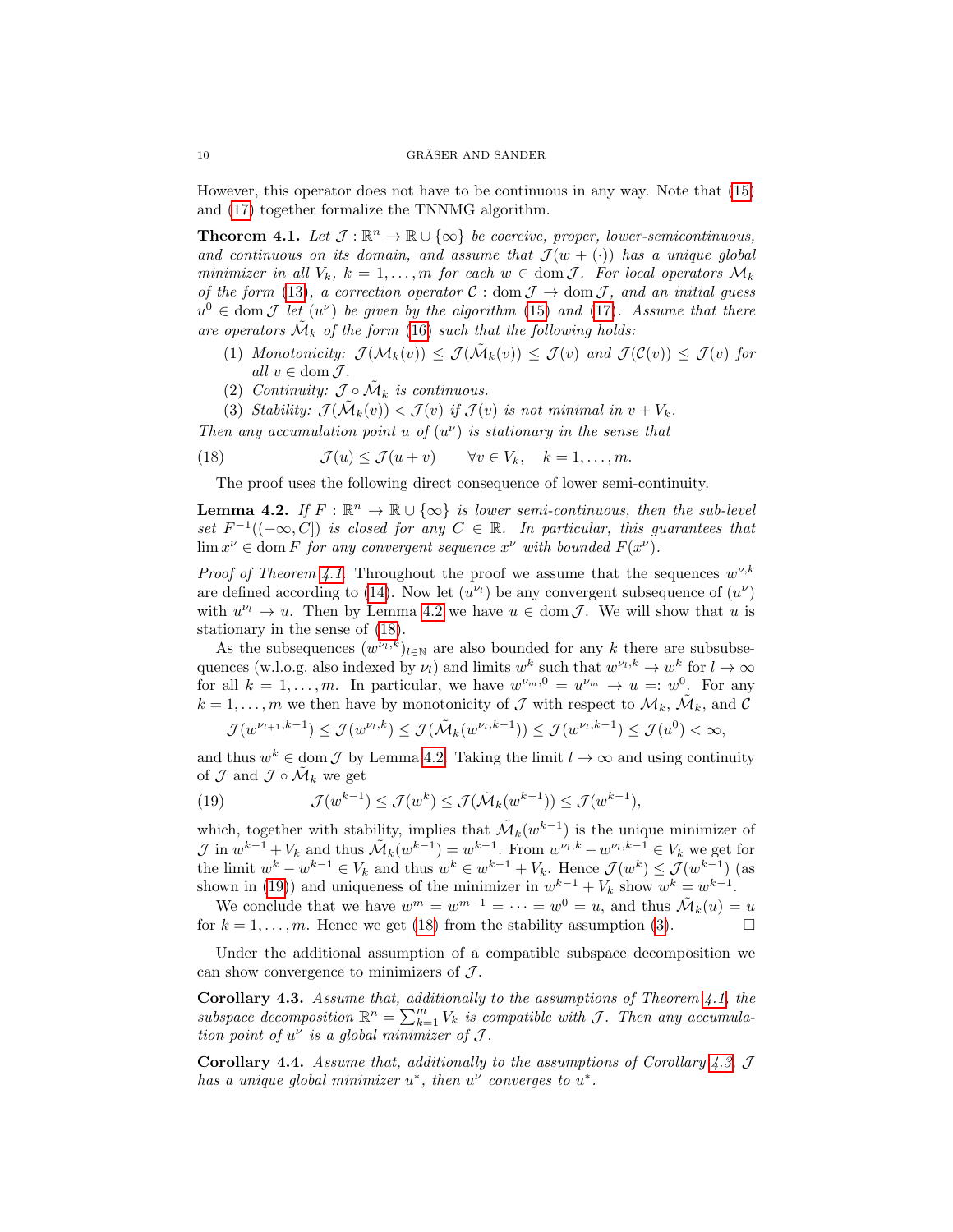However, this operator does not have to be continuous in any way. Note that (15) and (17) together formalize the TNNMG algorithm.

**Theorem 4.1.** *Let $\mathcal{J} : \mathbb{R}^n \to \mathbb{R} \cup \{\infty\}$ be coercive, proper, lower-semicontinuous, and continuous on its domain, and assume that $\mathcal{J}(w + (\cdot))$ has a unique global minimizer in all $V_k$, $k = 1, \dots, m$ for each $w \in \operatorname{dom} \mathcal{J}$. For local operators $\mathcal{M}_k$ of the form (13), a correction operator $\mathcal{C} : \operatorname{dom} \mathcal{J} \to \operatorname{dom} \mathcal{J}$, and an initial guess $u^0 \in \operatorname{dom} \mathcal{J}$ let $(u^\nu)$ be given by the algorithm (15) and (17). Assume that there are operators $\tilde{\mathcal{M}}_k$ of the form (16) such that the following holds:*

1. *Monotonicity: $\mathcal{J}(\mathcal{M}_k(v)) \leq \mathcal{J}(\tilde{\mathcal{M}}_k(v)) \leq \mathcal{J}(v)$ and $\mathcal{J}(\mathcal{C}(v)) \leq \mathcal{J}(v)$ for all $v \in \operatorname{dom} \mathcal{J}$.*
2. *Continuity: $\mathcal{J} \circ \tilde{\mathcal{M}}_k$ is continuous.*
3. *Stability: $\mathcal{J}(\tilde{\mathcal{M}}_k(v)) < \mathcal{J}(v)$ if $\mathcal{J}(v)$ is not minimal in $v + V_k$.*

*Then any accumulation point $u$ of $(u^\nu)$ is stationary in the sense that*

$$\mathcal{J}(u) \leq \mathcal{J}(u + v) \qquad \forall v \in V_k, \quad k = 1, \dots, m. \tag{18}$$

The proof uses the following direct consequence of lower semi-continuity.

**Lemma 4.2.** *If $F : \mathbb{R}^n \to \mathbb{R} \cup \{\infty\}$ is lower semi-continuous, then the sub-level set $F^{-1}((-\infty, C])$ is closed for any $C \in \mathbb{R}$. In particular, this guarantees that $\lim x^\nu \in \operatorname{dom} F$ for any convergent sequence $x^\nu$ with bounded $F(x^\nu)$.*

*Proof of Theorem 4.1.* Throughout the proof we assume that the sequences $w^{\nu,k}$ are defined according to (14). Now let $(u^{\nu_l})$ be any convergent subsequence of $(u^\nu)$ with $u^{\nu_l} \to u$. Then by Lemma 4.2 we have $u \in \operatorname{dom} \mathcal{J}$. We will show that $u$ is stationary in the sense of (18).

As the subsequences $(w^{\nu_l,k})_{l \in \mathbb{N}}$ are also bounded for any $k$ there are subsubsequences (w.l.o.g. also indexed by $\nu_l$) and limits $w^k$ such that $w^{\nu_l,k} \to w^k$ for $l \to \infty$ for all $k = 1, \dots, m$. In particular, we have $w^{\nu_m,0} = u^{\nu_m} \to u =: w^0$. For any $k = 1, \dots, m$ we then have by monotonicity of $\mathcal{J}$ with respect to $\mathcal{M}_k$, $\tilde{\mathcal{M}}_k$, and $\mathcal{C}$

$$\mathcal{J}(w^{\nu_{l+1},k-1}) \leq \mathcal{J}(w^{\nu_l,k}) \leq \mathcal{J}(\tilde{\mathcal{M}}_k(w^{\nu_l,k-1})) \leq \mathcal{J}(w^{\nu_l,k-1}) \leq \mathcal{J}(u^0) < \infty,$$

and thus $w^k \in \operatorname{dom} \mathcal{J}$ by Lemma 4.2. Taking the limit $l \to \infty$ and using continuity of $\mathcal{J}$ and $\mathcal{J} \circ \tilde{\mathcal{M}}_k$ we get

$$\mathcal{J}(w^{k-1}) \leq \mathcal{J}(w^k) \leq \mathcal{J}(\tilde{\mathcal{M}}_k(w^{k-1})) \leq \mathcal{J}(w^{k-1}), \tag{19}$$

which, together with stability, implies that $\tilde{\mathcal{M}}_k(w^{k-1})$ is the unique minimizer of $\mathcal{J}$ in $w^{k-1} + V_k$ and thus $\tilde{\mathcal{M}}_k(w^{k-1}) = w^{k-1}$. From $w^{\nu_l,k} - w^{\nu_l,k-1} \in V_k$ we get for the limit $w^k - w^{k-1} \in V_k$ and thus $w^k \in w^{k-1} + V_k$. Hence $\mathcal{J}(w^k) \leq \mathcal{J}(w^{k-1})$ (as shown in (19)) and uniqueness of the minimizer in $w^{k-1} + V_k$ show $w^k = w^{k-1}$.

We conclude that we have $w^m = w^{m-1} = \cdots = w^0 = u$, and thus $\tilde{\mathcal{M}}_k(u) = u$ for $k = 1, \dots, m$. Hence we get (18) from the stability assumption (3). $\square$

Under the additional assumption of a compatible subspace decomposition we can show convergence to minimizers of $\mathcal{J}$.

**Corollary 4.3.** *Assume that, additionally to the assumptions of Theorem 4.1, the subspace decomposition $\mathbb{R}^n = \sum_{k=1}^m V_k$ is compatible with $\mathcal{J}$. Then any accumulation point of $u^\nu$ is a global minimizer of $\mathcal{J}$.*

**Corollary 4.4.** *Assume that, additionally to the assumptions of Corollary 4.3, $\mathcal{J}$ has a unique global minimizer $u^*$, then $u^\nu$ converges to $u^*$.*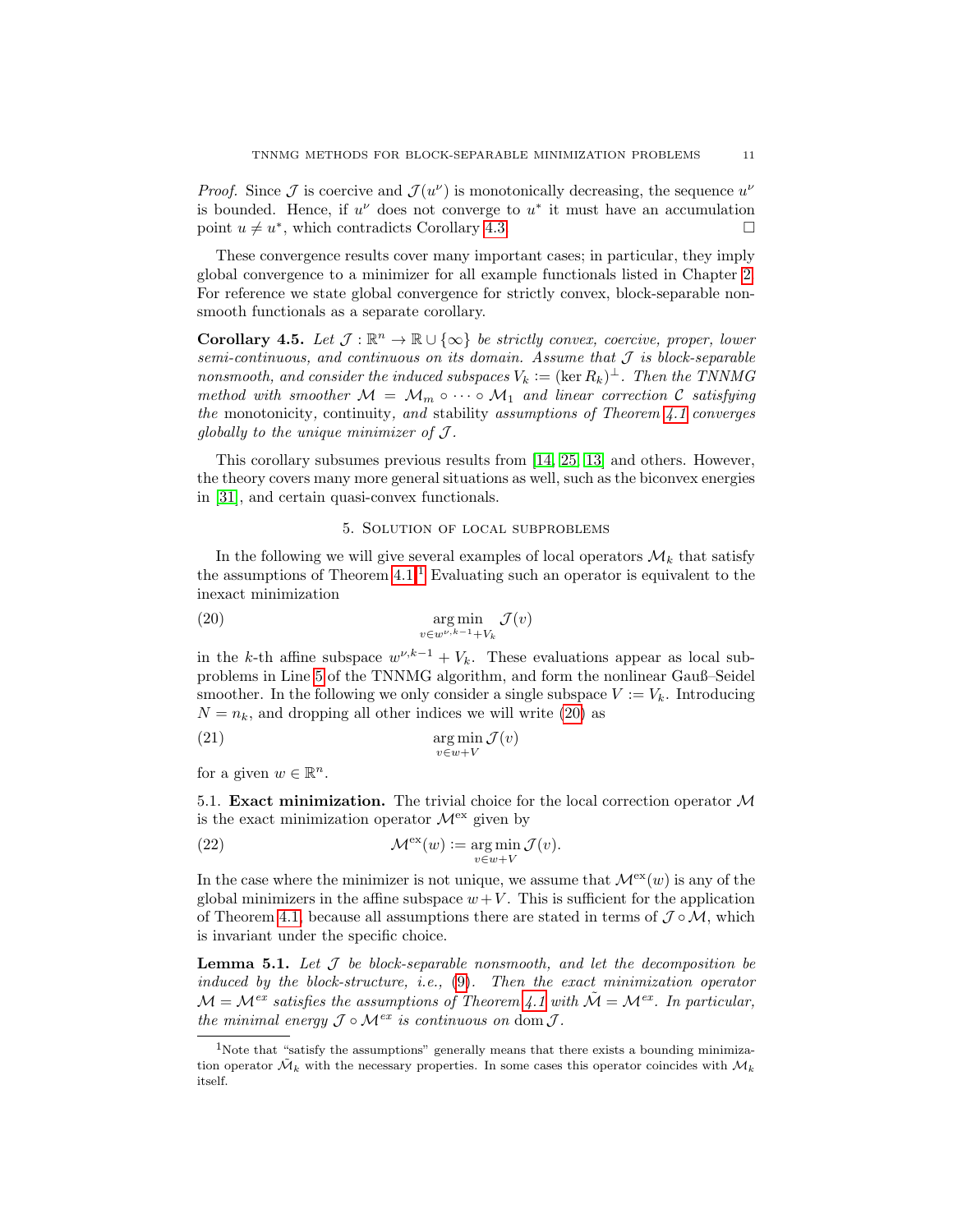*Proof.* Since $\mathcal{J}$ is coercive and $\mathcal{J}(u^\nu)$ is monotonically decreasing, the sequence $u^\nu$ is bounded. Hence, if $u^\nu$ does not converge to $u^*$ it must have an accumulation point $u \neq u^*$, which contradicts Corollary 4.3. □

These convergence results cover many important cases; in particular, they imply global convergence to a minimizer for all example functionals listed in Chapter 2. For reference we state global convergence for strictly convex, block-separable nonsmooth functionals as a separate corollary.

**Corollary 4.5.** *Let $\mathcal{J} : \mathbb{R}^n \to \mathbb{R} \cup \{\infty\}$ be strictly convex, coercive, proper, lower semi-continuous, and continuous on its domain. Assume that $\mathcal{J}$ is block-separable nonsmooth, and consider the induced subspaces $V_k := (\ker R_k)^\perp$. Then the TNNMG method with smoother $\mathcal{M} = \mathcal{M}_m \circ \cdots \circ \mathcal{M}_1$ and linear correction $\mathcal{C}$ satisfying the* monotonicity*,* continuity*, and* stability *assumptions of Theorem 4.1 converges globally to the unique minimizer of $\mathcal{J}$.*

This corollary subsumes previous results from [14, 25, 13] and others. However, the theory covers many more general situations as well, such as the biconvex energies in [31], and certain quasi-convex functionals.

## 5. Solution of local subproblems

In the following we will give several examples of local operators $\mathcal{M}_k$ that satisfy the assumptions of Theorem 4.1.[1] Evaluating such an operator is equivalent to the inexact minimization

$$\operatorname*{arg\,min}_{v \in w^{\nu,k-1} + V_k} \mathcal{J}(v) \tag{20}$$

in the $k$-th affine subspace $w^{\nu,k-1} + V_k$. These evaluations appear as local subproblems in Line 5 of the TNNMG algorithm, and form the nonlinear Gauß–Seidel smoother. In the following we only consider a single subspace $V := V_k$. Introducing $N = n_k$, and dropping all other indices we will write (20) as

$$\operatorname*{arg\,min}_{v \in w + V} \mathcal{J}(v) \tag{21}$$

for a given $w \in \mathbb{R}^n$.

### 5.1. Exact minimization.

The trivial choice for the local correction operator $\mathcal{M}$ is the exact minimization operator $\mathcal{M}^{\text{ex}}$ given by

$$\mathcal{M}^{\text{ex}}(w) := \operatorname*{arg\,min}_{v \in w + V} \mathcal{J}(v). \tag{22}$$

In the case where the minimizer is not unique, we assume that $\mathcal{M}^{\text{ex}}(w)$ is any of the global minimizers in the affine subspace $w + V$. This is sufficient for the application of Theorem 4.1, because all assumptions there are stated in terms of $\mathcal{J} \circ \mathcal{M}$, which is invariant under the specific choice.

**Lemma 5.1.** *Let $\mathcal{J}$ be block-separable nonsmooth, and let the decomposition be induced by the block-structure, i.e., (9). Then the exact minimization operator $\mathcal{M} = \mathcal{M}^{ex}$ satisfies the assumptions of Theorem 4.1 with $\tilde{\mathcal{M}} = \mathcal{M}^{ex}$. In particular, the minimal energy $\mathcal{J} \circ \mathcal{M}^{ex}$ is continuous on $\operatorname{dom} \mathcal{J}$.*

[1] Note that "satisfy the assumptions" generally means that there exists a bounding minimization operator $\tilde{\mathcal{M}}_k$ with the necessary properties. In some cases this operator coincides with $\mathcal{M}_k$ itself.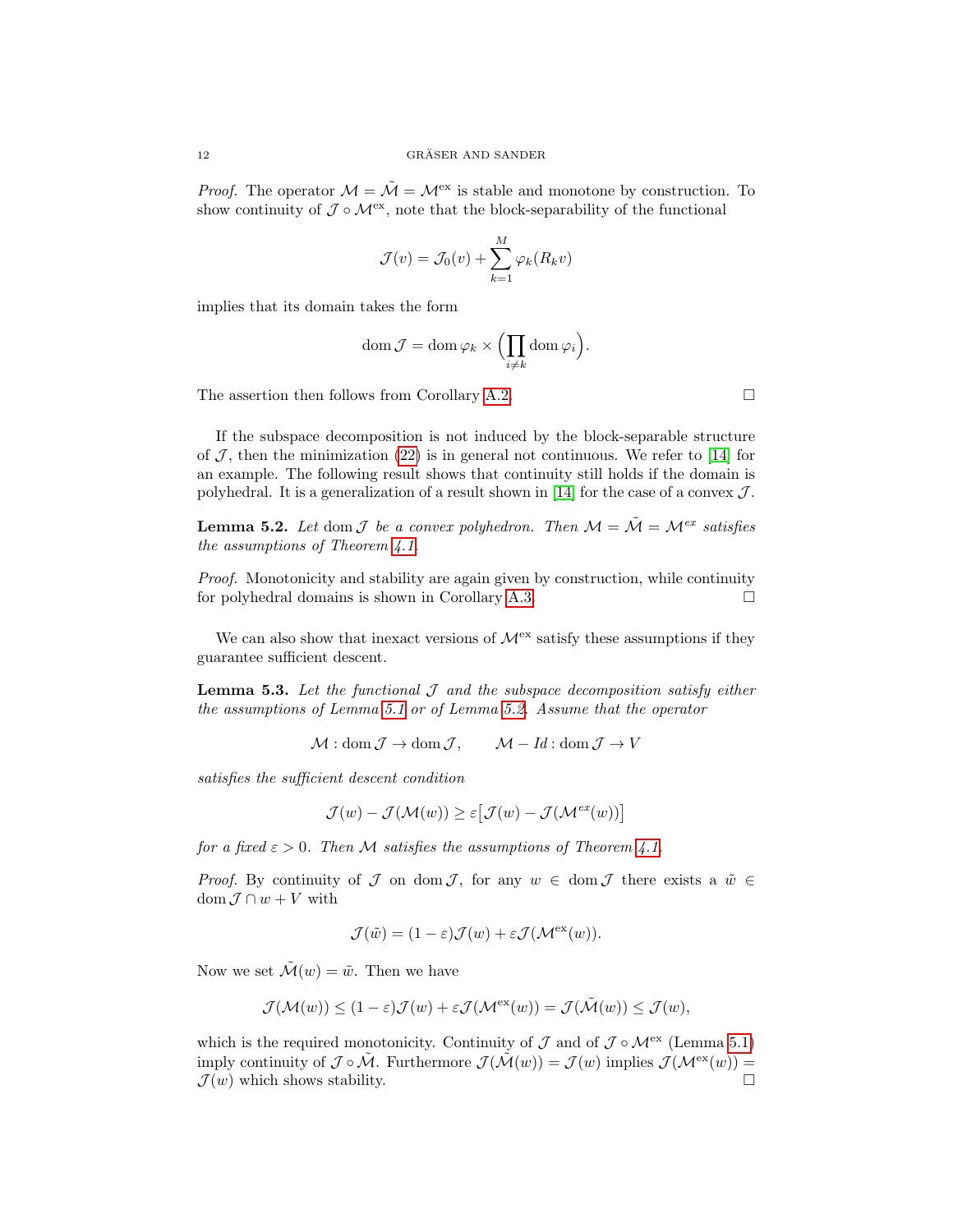*Proof.* The operator $\mathcal{M} = \tilde{\mathcal{M}} = \mathcal{M}^{\text{ex}}$ is stable and monotone by construction. To show continuity of $\mathcal{J} \circ \mathcal{M}^{\text{ex}}$, note that the block-separability of the functional

$$\mathcal{J}(v) = \mathcal{J}_0(v) + \sum_{k=1}^{M} \varphi_k(R_k v)$$

implies that its domain takes the form

$$\operatorname{dom} \mathcal{J} = \operatorname{dom} \varphi_k \times \Big( \prod_{i \neq k} \operatorname{dom} \varphi_i \Big).$$

The assertion then follows from Corollary A.2. $\square$

If the subspace decomposition is not induced by the block-separable structure of $\mathcal{J}$, then the minimization (22) is in general not continuous. We refer to [14] for an example. The following result shows that continuity still holds if the domain is polyhedral. It is a generalization of a result shown in [14] for the case of a convex $\mathcal{J}$.

**Lemma 5.2.** *Let $\operatorname{dom} \mathcal{J}$ be a convex polyhedron. Then $\mathcal{M} = \tilde{\mathcal{M}} = \mathcal{M}^{ex}$ satisfies the assumptions of Theorem 4.1.*

*Proof.* Monotonicity and stability are again given by construction, while continuity for polyhedral domains is shown in Corollary A.3. $\square$

We can also show that inexact versions of $\mathcal{M}^{\text{ex}}$ satisfy these assumptions if they guarantee sufficient descent.

**Lemma 5.3.** *Let the functional $\mathcal{J}$ and the subspace decomposition satisfy either the assumptions of Lemma 5.1 or of Lemma 5.2. Assume that the operator*

$$\mathcal{M} : \operatorname{dom} \mathcal{J} \to \operatorname{dom} \mathcal{J}, \qquad \mathcal{M} - Id : \operatorname{dom} \mathcal{J} \to V$$

*satisfies the sufficient descent condition*

$$\mathcal{J}(w) - \mathcal{J}(\mathcal{M}(w)) \geq \varepsilon \big[ \mathcal{J}(w) - \mathcal{J}(\mathcal{M}^{ex}(w)) \big]$$

*for a fixed $\varepsilon > 0$. Then $\mathcal{M}$ satisfies the assumptions of Theorem 4.1.*

*Proof.* By continuity of $\mathcal{J}$ on $\operatorname{dom} \mathcal{J}$, for any $w \in \operatorname{dom} \mathcal{J}$ there exists a $\tilde{w} \in \operatorname{dom} \mathcal{J} \cap w + V$ with

$$\mathcal{J}(\tilde{w}) = (1 - \varepsilon)\mathcal{J}(w) + \varepsilon \mathcal{J}(\mathcal{M}^{\text{ex}}(w)).$$

Now we set $\tilde{\mathcal{M}}(w) = \tilde{w}$. Then we have

$$\mathcal{J}(\mathcal{M}(w)) \leq (1 - \varepsilon)\mathcal{J}(w) + \varepsilon \mathcal{J}(\mathcal{M}^{\text{ex}}(w)) = \mathcal{J}(\tilde{\mathcal{M}}(w)) \leq \mathcal{J}(w),$$

which is the required monotonicity. Continuity of $\mathcal{J}$ and of $\mathcal{J} \circ \mathcal{M}^{\text{ex}}$ (Lemma 5.1) imply continuity of $\mathcal{J} \circ \tilde{\mathcal{M}}$. Furthermore $\mathcal{J}(\tilde{\mathcal{M}}(w)) = \mathcal{J}(w)$ implies $\mathcal{J}(\mathcal{M}^{\text{ex}}(w)) = \mathcal{J}(w)$ which shows stability. $\square$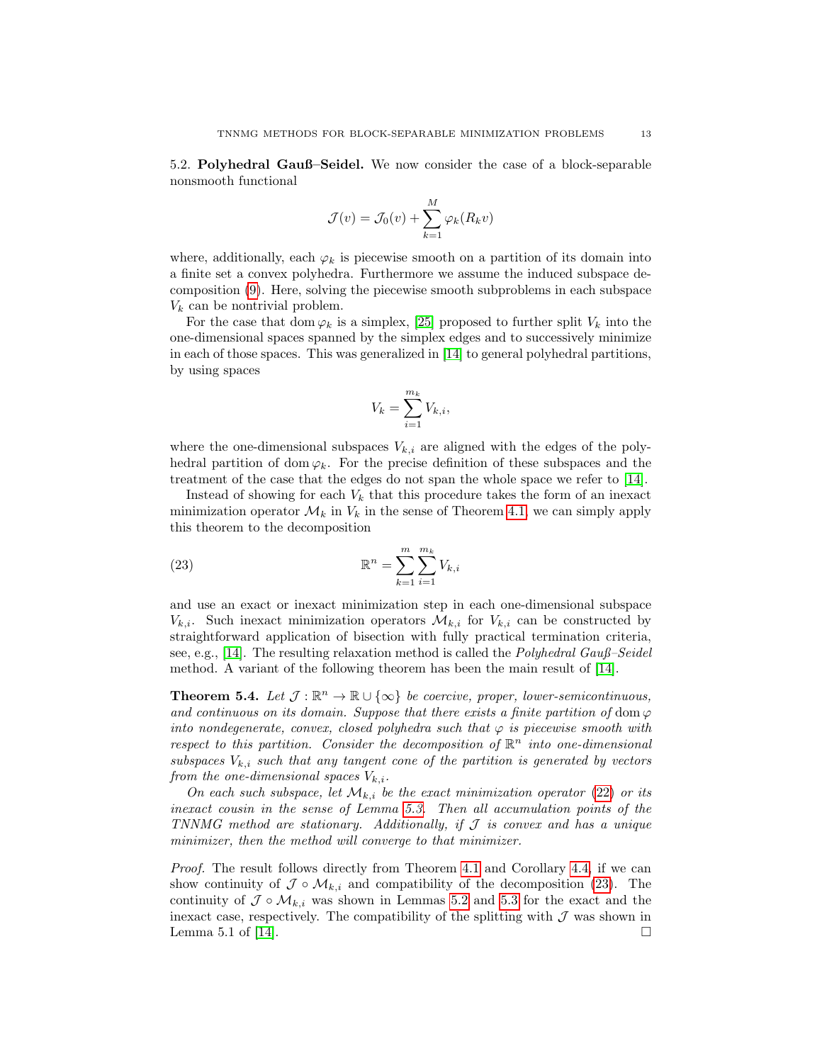5.2. **Polyhedral Gauß–Seidel.** We now consider the case of a block-separable nonsmooth functional

$$\mathcal{J}(v) = \mathcal{J}_0(v) + \sum_{k=1}^{M} \varphi_k(R_k v)$$

where, additionally, each $\varphi_k$ is piecewise smooth on a partition of its domain into a finite set a convex polyhedra. Furthermore we assume the induced subspace decomposition (9). Here, solving the piecewise smooth subproblems in each subspace $V_k$ can be nontrivial problem.

For the case that $\operatorname{dom} \varphi_k$ is a simplex, [25] proposed to further split $V_k$ into the one-dimensional spaces spanned by the simplex edges and to successively minimize in each of those spaces. This was generalized in [14] to general polyhedral partitions, by using spaces

$$V_k = \sum_{i=1}^{m_k} V_{k,i},$$

where the one-dimensional subspaces $V_{k,i}$ are aligned with the edges of the polyhedral partition of $\operatorname{dom} \varphi_k$. For the precise definition of these subspaces and the treatment of the case that the edges do not span the whole space we refer to [14].

Instead of showing for each $V_k$ that this procedure takes the form of an inexact minimization operator $\mathcal{M}_k$ in $V_k$ in the sense of Theorem 4.1, we can simply apply this theorem to the decomposition

$$\mathbb{R}^n = \sum_{k=1}^{m} \sum_{i=1}^{m_k} V_{k,i} \tag{23}$$

and use an exact or inexact minimization step in each one-dimensional subspace $V_{k,i}$. Such inexact minimization operators $\mathcal{M}_{k,i}$ for $V_{k,i}$ can be constructed by straightforward application of bisection with fully practical termination criteria, see, e.g., [14]. The resulting relaxation method is called the *Polyhedral Gauß–Seidel* method. A variant of the following theorem has been the main result of [14].

**Theorem 5.4.** *Let $\mathcal{J} : \mathbb{R}^n \to \mathbb{R} \cup \{\infty\}$ be coercive, proper, lower-semicontinuous, and continuous on its domain. Suppose that there exists a finite partition of $\operatorname{dom} \varphi$ into nondegenerate, convex, closed polyhedra such that $\varphi$ is piecewise smooth with respect to this partition. Consider the decomposition of $\mathbb{R}^n$ into one-dimensional subspaces $V_{k,i}$ such that any tangent cone of the partition is generated by vectors from the one-dimensional spaces $V_{k,i}$.*

*On each such subspace, let $\mathcal{M}_{k,i}$ be the exact minimization operator (22) or its inexact cousin in the sense of Lemma 5.3. Then all accumulation points of the TNNMG method are stationary. Additionally, if $\mathcal{J}$ is convex and has a unique minimizer, then the method will converge to that minimizer.*

*Proof.* The result follows directly from Theorem 4.1 and Corollary 4.4, if we can show continuity of $\mathcal{J} \circ \mathcal{M}_{k,i}$ and compatibility of the decomposition (23). The continuity of $\mathcal{J} \circ \mathcal{M}_{k,i}$ was shown in Lemmas 5.2 and 5.3 for the exact and the inexact case, respectively. The compatibility of the splitting with $\mathcal{J}$ was shown in Lemma 5.1 of [14]. □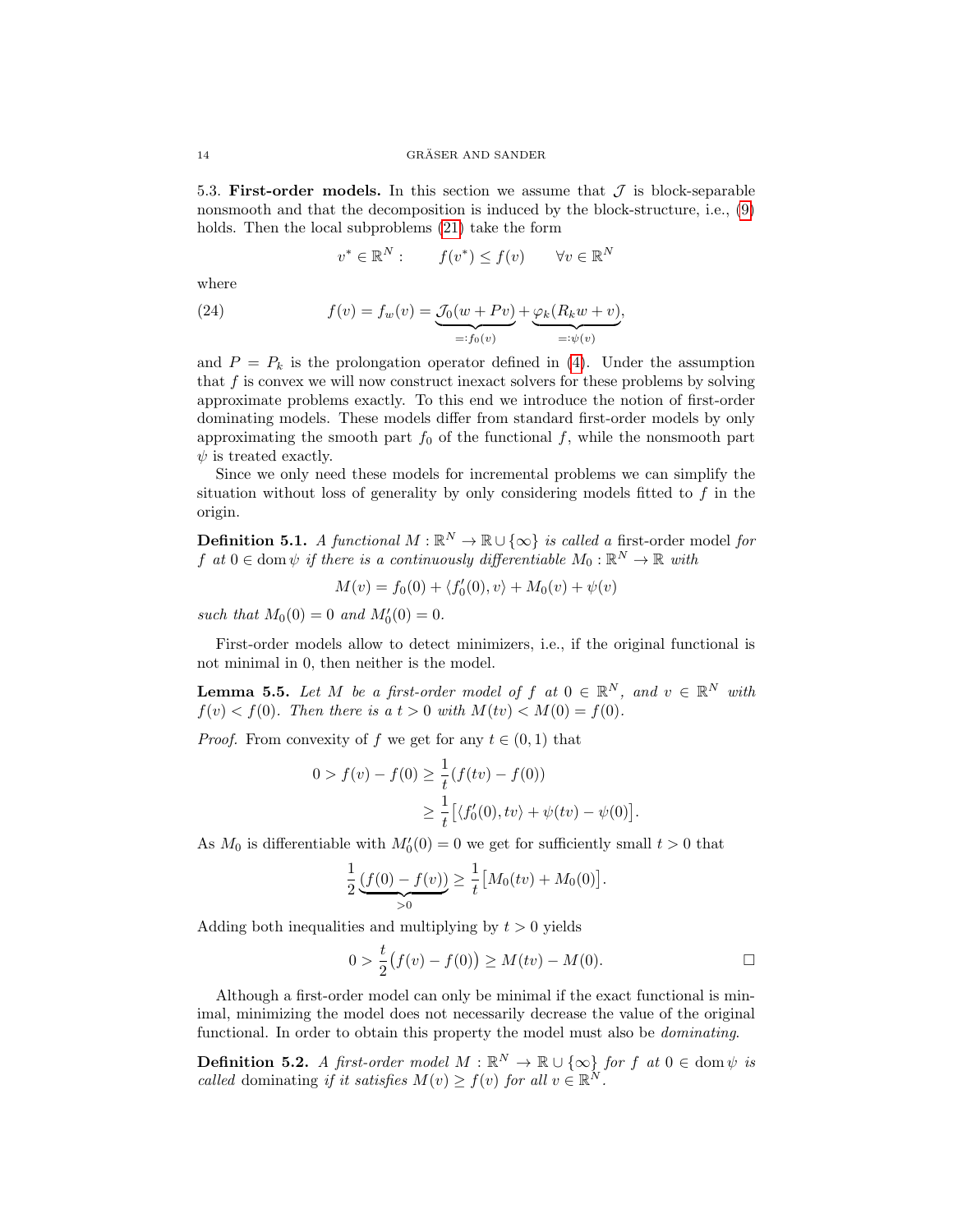5.3. **First-order models.** In this section we assume that $\mathcal{J}$ is block-separable nonsmooth and that the decomposition is induced by the block-structure, i.e., (9) holds. Then the local subproblems (21) take the form

$$v^* \in \mathbb{R}^N : \qquad f(v^*) \leq f(v) \qquad \forall v \in \mathbb{R}^N$$

where

$$f(v) = f_w(v) = \underbrace{\mathcal{J}_0(w + Pv)}_{=:f_0(v)} + \underbrace{\varphi_k(R_k w + v)}_{=:\psi(v)}, \tag{24}$$

and $P = P_k$ is the prolongation operator defined in (4). Under the assumption that $f$ is convex we will now construct inexact solvers for these problems by solving approximate problems exactly. To this end we introduce the notion of first-order dominating models. These models differ from standard first-order models by only approximating the smooth part $f_0$ of the functional $f$, while the nonsmooth part $\psi$ is treated exactly.

Since we only need these models for incremental problems we can simplify the situation without loss of generality by only considering models fitted to $f$ in the origin.

**Definition 5.1.** *A functional $M : \mathbb{R}^N \to \mathbb{R} \cup \{\infty\}$ is called a* first-order model *for $f$ at $0 \in \operatorname{dom} \psi$ if there is a continuously differentiable $M_0 : \mathbb{R}^N \to \mathbb{R}$ with*

$$M(v) = f_0(0) + \langle f_0'(0), v \rangle + M_0(v) + \psi(v)$$

*such that $M_0(0) = 0$ and $M_0'(0) = 0$.*

First-order models allow to detect minimizers, i.e., if the original functional is not minimal in 0, then neither is the model.

**Lemma 5.5.** *Let $M$ be a first-order model of $f$ at $0 \in \mathbb{R}^N$, and $v \in \mathbb{R}^N$ with $f(v) < f(0)$. Then there is a $t > 0$ with $M(tv) < M(0) = f(0)$.*

*Proof.* From convexity of $f$ we get for any $t \in (0,1)$ that

$$\begin{aligned} 0 > f(v) - f(0) &\geq \frac{1}{t}(f(tv) - f(0)) \\ &\geq \frac{1}{t}\big[\langle f_0'(0), tv \rangle + \psi(tv) - \psi(0)\big]. \end{aligned}$$

As $M_0$ is differentiable with $M_0'(0) = 0$ we get for sufficiently small $t > 0$ that

$$\frac{1}{2}\underbrace{(f(0) - f(v))}_{>0} \geq \frac{1}{t}\big[M_0(tv) + M_0(0)\big].$$

Adding both inequalities and multiplying by $t > 0$ yields

$$0 > \frac{t}{2}\big(f(v) - f(0)\big) \geq M(tv) - M(0). \qquad \square$$

Although a first-order model can only be minimal if the exact functional is minimal, minimizing the model does not necessarily decrease the value of the original functional. In order to obtain this property the model must also be *dominating*.

**Definition 5.2.** *A first-order model $M : \mathbb{R}^N \to \mathbb{R} \cup \{\infty\}$ for $f$ at $0 \in \operatorname{dom} \psi$ is called* dominating *if it satisfies $M(v) \geq f(v)$ for all $v \in \mathbb{R}^N$.*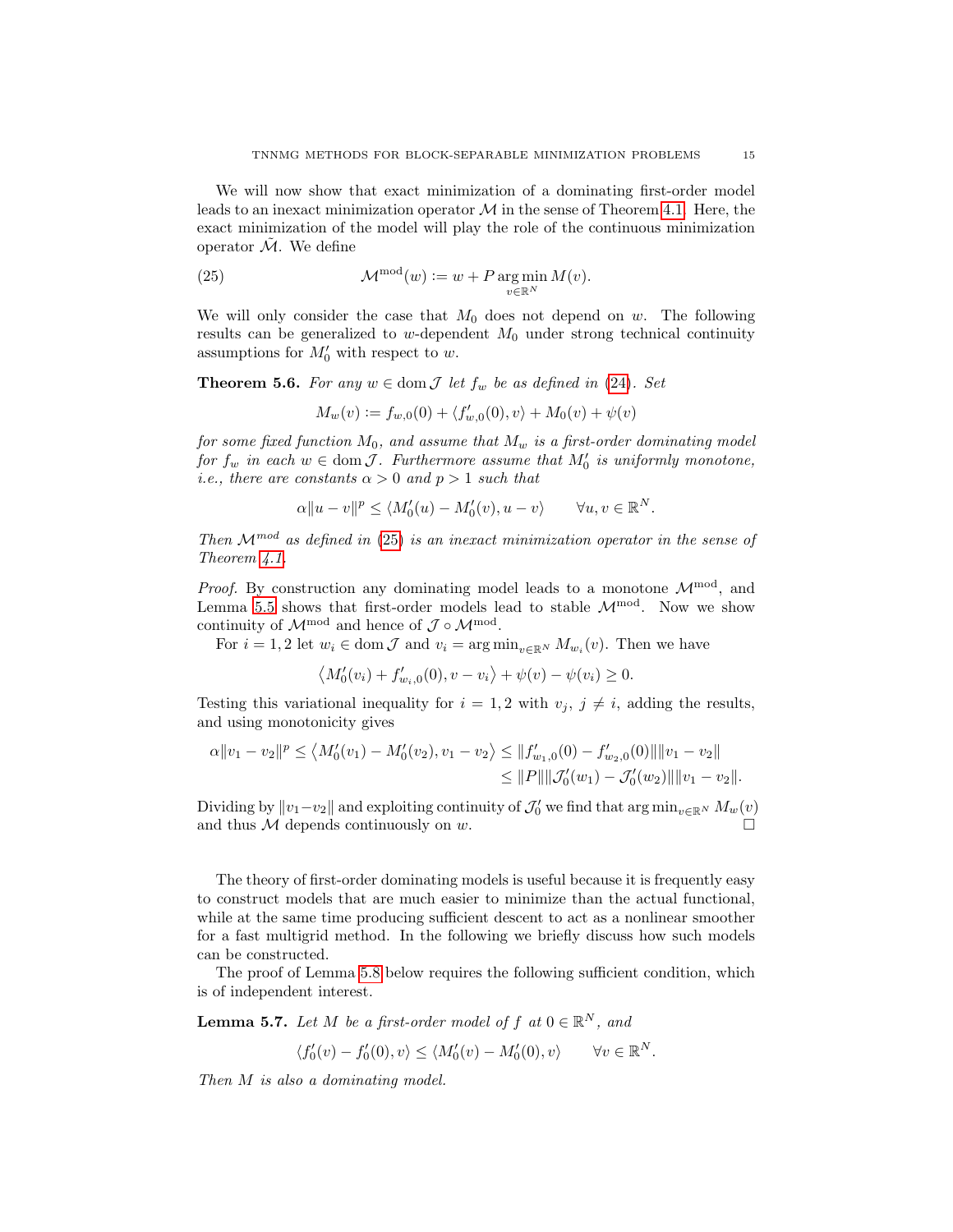We will now show that exact minimization of a dominating first-order model leads to an inexact minimization operator $\mathcal{M}$ in the sense of Theorem 4.1. Here, the exact minimization of the model will play the role of the continuous minimization operator $\tilde{\mathcal{M}}$. We define

$$\mathcal{M}^{\text{mod}}(w) := w + P \operatorname*{arg\,min}_{v \in \mathbb{R}^N} M(v). \tag{25}$$

We will only consider the case that $M_0$ does not depend on $w$. The following results can be generalized to $w$-dependent $M_0$ under strong technical continuity assumptions for $M_0'$ with respect to $w$.

**Theorem 5.6.** *For any $w \in \operatorname{dom} \mathcal{J}$ let $f_w$ be as defined in (24). Set*

$$M_w(v) := f_{w,0}(0) + \langle f_{w,0}'(0), v \rangle + M_0(v) + \psi(v)$$

*for some fixed function $M_0$, and assume that $M_w$ is a first-order dominating model for $f_w$ in each $w \in \operatorname{dom} \mathcal{J}$. Furthermore assume that $M_0'$ is uniformly monotone, i.e., there are constants $\alpha > 0$ and $p > 1$ such that*

$$\alpha \| u - v \|^p \leq \langle M_0'(u) - M_0'(v), u - v \rangle \qquad \forall u, v \in \mathbb{R}^N.$$

*Then $\mathcal{M}^{mod}$ as defined in (25) is an inexact minimization operator in the sense of Theorem 4.1.*

*Proof.* By construction any dominating model leads to a monotone $\mathcal{M}^{\text{mod}}$, and Lemma 5.5 shows that first-order models lead to stable $\mathcal{M}^{\text{mod}}$. Now we show continuity of $\mathcal{M}^{\text{mod}}$ and hence of $\mathcal{J} \circ \mathcal{M}^{\text{mod}}$.

For $i = 1, 2$ let $w_i \in \operatorname{dom} \mathcal{J}$ and $v_i = \operatorname{arg\,min}_{v \in \mathbb{R}^N} M_{w_i}(v)$. Then we have

$$\langle M_0'(v_i) + f_{w_i,0}'(0), v - v_i \rangle + \psi(v) - \psi(v_i) \geq 0.$$

Testing this variational inequality for $i = 1, 2$ with $v_j$, $j \neq i$, adding the results, and using monotonicity gives

$$\begin{aligned}
\alpha \| v_1 - v_2 \|^p \leq \langle M_0'(v_1) - M_0'(v_2), v_1 - v_2 \rangle &\leq \| f_{w_1,0}'(0) - f_{w_2,0}'(0) \| \| v_1 - v_2 \| \\
&\leq \| P \| \| \mathcal{J}_0'(w_1) - \mathcal{J}_0'(w_2) \| \| v_1 - v_2 \|.
\end{aligned}$$

Dividing by $\|v_1 - v_2\|$ and exploiting continuity of $\mathcal{J}_0'$ we find that $\operatorname{arg\,min}_{v \in \mathbb{R}^N} M_w(v)$ and thus $\mathcal{M}$ depends continuously on $w$. $\square$

The theory of first-order dominating models is useful because it is frequently easy to construct models that are much easier to minimize than the actual functional, while at the same time producing sufficient descent to act as a nonlinear smoother for a fast multigrid method. In the following we briefly discuss how such models can be constructed.

The proof of Lemma 5.8 below requires the following sufficient condition, which is of independent interest.

**Lemma 5.7.** *Let $M$ be a first-order model of $f$ at $0 \in \mathbb{R}^N$, and*

$$\langle f_0'(v) - f_0'(0), v \rangle \leq \langle M_0'(v) - M_0'(0), v \rangle \qquad \forall v \in \mathbb{R}^N.$$

*Then $M$ is also a dominating model.*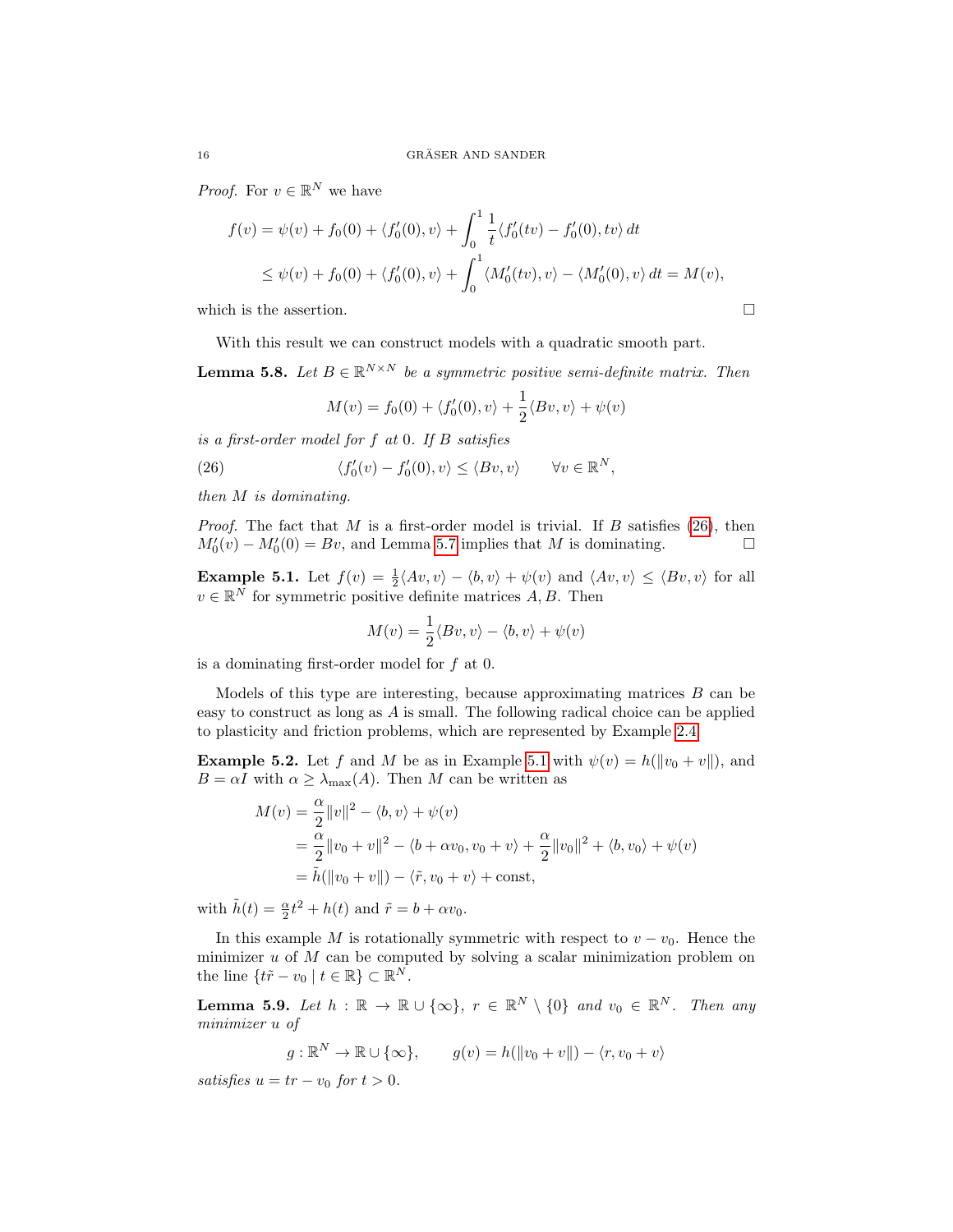*Proof.* For $v \in \mathbb{R}^N$ we have

$$
\begin{aligned}
f(v) &= \psi(v) + f_0(0) + \langle f_0'(0), v\rangle + \int_0^1 \frac{1}{t}\langle f_0'(tv) - f_0'(0), tv\rangle\, dt \\
&\leq \psi(v) + f_0(0) + \langle f_0'(0), v\rangle + \int_0^1 \langle M_0'(tv), v\rangle - \langle M_0'(0), v\rangle\, dt = M(v),
\end{aligned}
$$

which is the assertion. □

With this result we can construct models with a quadratic smooth part.

**Lemma 5.8.** *Let $B \in \mathbb{R}^{N\times N}$ be a symmetric positive semi-definite matrix. Then*

$$
M(v) = f_0(0) + \langle f_0'(0), v\rangle + \frac{1}{2}\langle Bv, v\rangle + \psi(v)
$$

*is a first-order model for $f$ at 0. If $B$ satisfies*

$$
\langle f_0'(v) - f_0'(0), v\rangle \leq \langle Bv, v\rangle \qquad \forall v \in \mathbb{R}^N, \tag{26}
$$

*then $M$ is dominating.*

*Proof.* The fact that $M$ is a first-order model is trivial. If $B$ satisfies (26), then $M_0'(v) - M_0'(0) = Bv$, and Lemma 5.7 implies that $M$ is dominating. □

**Example 5.1.** Let $f(v) = \frac{1}{2}\langle Av, v\rangle - \langle b, v\rangle + \psi(v)$ and $\langle Av, v\rangle \leq \langle Bv, v\rangle$ for all $v \in \mathbb{R}^N$ for symmetric positive definite matrices $A, B$. Then

$$
M(v) = \frac{1}{2}\langle Bv, v\rangle - \langle b, v\rangle + \psi(v)
$$

is a dominating first-order model for $f$ at 0.

Models of this type are interesting, because approximating matrices $B$ can be easy to construct as long as $A$ is small. The following radical choice can be applied to plasticity and friction problems, which are represented by Example 2.4.

**Example 5.2.** Let $f$ and $M$ be as in Example 5.1 with $\psi(v) = h(\|v_0 + v\|)$, and $B = \alpha I$ with $\alpha \geq \lambda_{\max}(A)$. Then $M$ can be written as

$$
\begin{aligned}
M(v) &= \frac{\alpha}{2}\|v\|^2 - \langle b, v\rangle + \psi(v) \\
&= \frac{\alpha}{2}\|v_0 + v\|^2 - \langle b + \alpha v_0, v_0 + v\rangle + \frac{\alpha}{2}\|v_0\|^2 + \langle b, v_0\rangle + \psi(v) \\
&= \tilde{h}(\|v_0 + v\|) - \langle \tilde{r}, v_0 + v\rangle + \text{const},
\end{aligned}
$$

with $\tilde{h}(t) = \frac{\alpha}{2}t^2 + h(t)$ and $\tilde{r} = b + \alpha v_0$.

In this example $M$ is rotationally symmetric with respect to $v - v_0$. Hence the minimizer $u$ of $M$ can be computed by solving a scalar minimization problem on the line $\{t\tilde{r} - v_0 \mid t \in \mathbb{R}\} \subset \mathbb{R}^N$.

**Lemma 5.9.** *Let $h : \mathbb{R} \to \mathbb{R} \cup \{\infty\}$, $r \in \mathbb{R}^N \setminus \{0\}$ and $v_0 \in \mathbb{R}^N$. Then any minimizer $u$ of*

$$
g : \mathbb{R}^N \to \mathbb{R} \cup \{\infty\}, \qquad g(v) = h(\|v_0 + v\|) - \langle r, v_0 + v\rangle
$$

*satisfies $u = tr - v_0$ for $t > 0$.*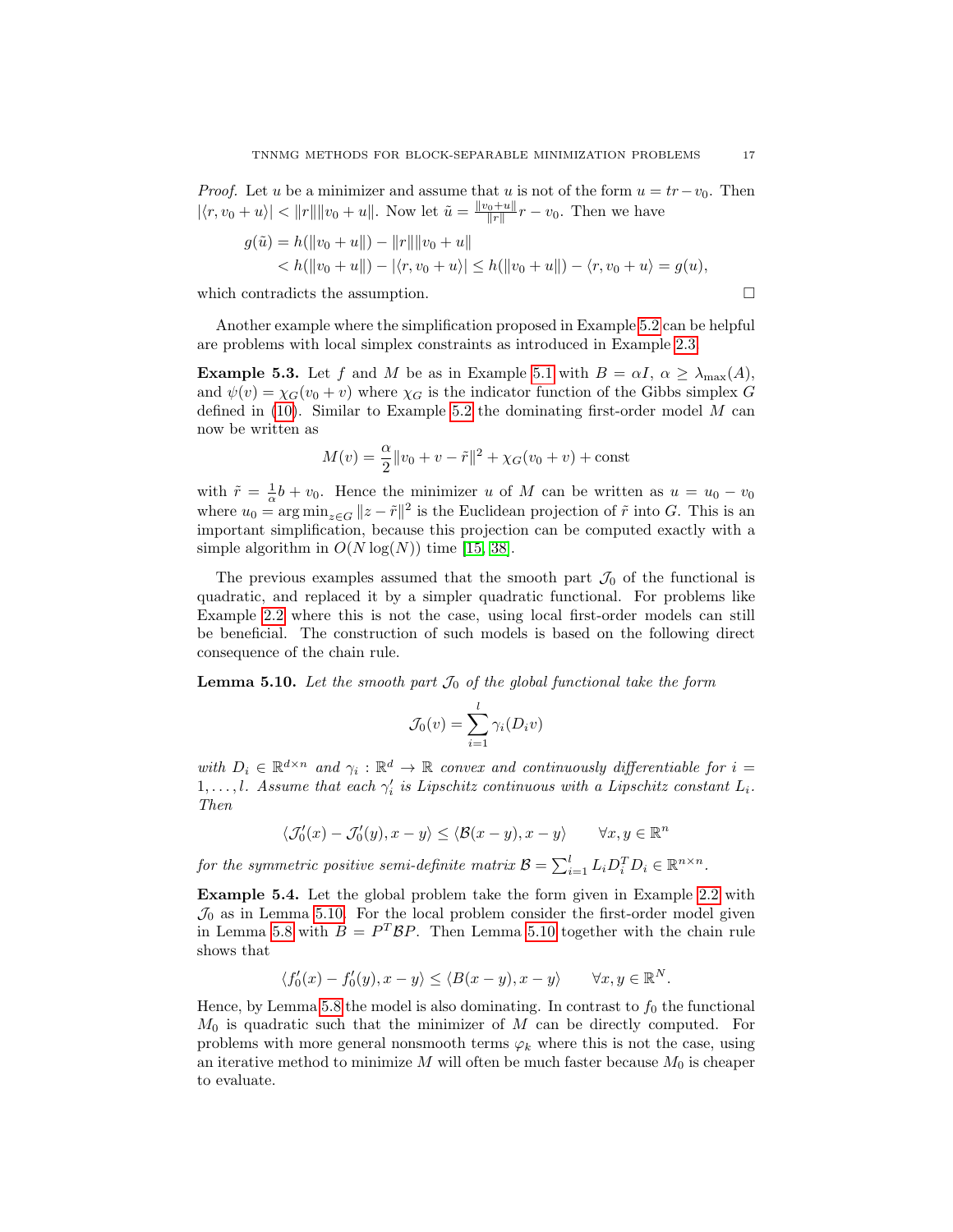*Proof.* Let $u$ be a minimizer and assume that $u$ is not of the form $u = tr - v_0$. Then $|\langle r, v_0 + u\rangle| < \|r\|\|v_0 + u\|$. Now let $\tilde{u} = \frac{\|v_0+u\|}{\|r\|}r - v_0$. Then we have

$$
\begin{aligned}
g(\tilde{u}) &= h(\|v_0 + u\|) - \|r\|\|v_0 + u\| \\
&< h(\|v_0 + u\|) - |\langle r, v_0 + u\rangle| \leq h(\|v_0 + u\|) - \langle r, v_0 + u\rangle = g(u),
\end{aligned}
$$

which contradicts the assumption. $\square$

Another example where the simplification proposed in Example 5.2 can be helpful are problems with local simplex constraints as introduced in Example 2.3.

**Example 5.3.** Let $f$ and $M$ be as in Example 5.1 with $B = \alpha I$, $\alpha \geq \lambda_{\max}(A)$, and $\psi(v) = \chi_G(v_0 + v)$ where $\chi_G$ is the indicator function of the Gibbs simplex $G$ defined in (10). Similar to Example 5.2 the dominating first-order model $M$ can now be written as

$$
M(v) = \frac{\alpha}{2}\|v_0 + v - \tilde{r}\|^2 + \chi_G(v_0 + v) + \text{const}
$$

with $\tilde{r} = \frac{1}{\alpha}b + v_0$. Hence the minimizer $u$ of $M$ can be written as $u = u_0 - v_0$ where $u_0 = \arg\min_{z \in G} \|z - \tilde{r}\|^2$ is the Euclidean projection of $\tilde{r}$ into $G$. This is an important simplification, because this projection can be computed exactly with a simple algorithm in $O(N\log(N))$ time [15, 38].

The previous examples assumed that the smooth part $\mathcal{J}_0$ of the functional is quadratic, and replaced it by a simpler quadratic functional. For problems like Example 2.2 where this is not the case, using local first-order models can still be beneficial. The construction of such models is based on the following direct consequence of the chain rule.

**Lemma 5.10.** *Let the smooth part $\mathcal{J}_0$ of the global functional take the form*

$$
\mathcal{J}_0(v) = \sum_{i=1}^{l} \gamma_i(D_i v)
$$

*with $D_i \in \mathbb{R}^{d\times n}$ and $\gamma_i : \mathbb{R}^d \to \mathbb{R}$ convex and continuously differentiable for $i = 1, \dots, l$. Assume that each $\gamma_i'$ is Lipschitz continuous with a Lipschitz constant $L_i$. Then*

$$
\langle \mathcal{J}_0'(x) - \mathcal{J}_0'(y), x - y\rangle \leq \langle \mathcal{B}(x - y), x - y\rangle \qquad \forall x, y \in \mathbb{R}^n
$$

*for the symmetric positive semi-definite matrix $\mathcal{B} = \sum_{i=1}^{l} L_i D_i^T D_i \in \mathbb{R}^{n\times n}$.*

**Example 5.4.** Let the global problem take the form given in Example 2.2 with $\mathcal{J}_0$ as in Lemma 5.10. For the local problem consider the first-order model given in Lemma 5.8 with $B = P^T\mathcal{B}P$. Then Lemma 5.10 together with the chain rule shows that

$$
\langle f_0'(x) - f_0'(y), x - y\rangle \leq \langle B(x - y), x - y\rangle \qquad \forall x, y \in \mathbb{R}^N.
$$

Hence, by Lemma 5.8 the model is also dominating. In contrast to $f_0$ the functional $M_0$ is quadratic such that the minimizer of $M$ can be directly computed. For problems with more general nonsmooth terms $\varphi_k$ where this is not the case, using an iterative method to minimize $M$ will often be much faster because $M_0$ is cheaper to evaluate.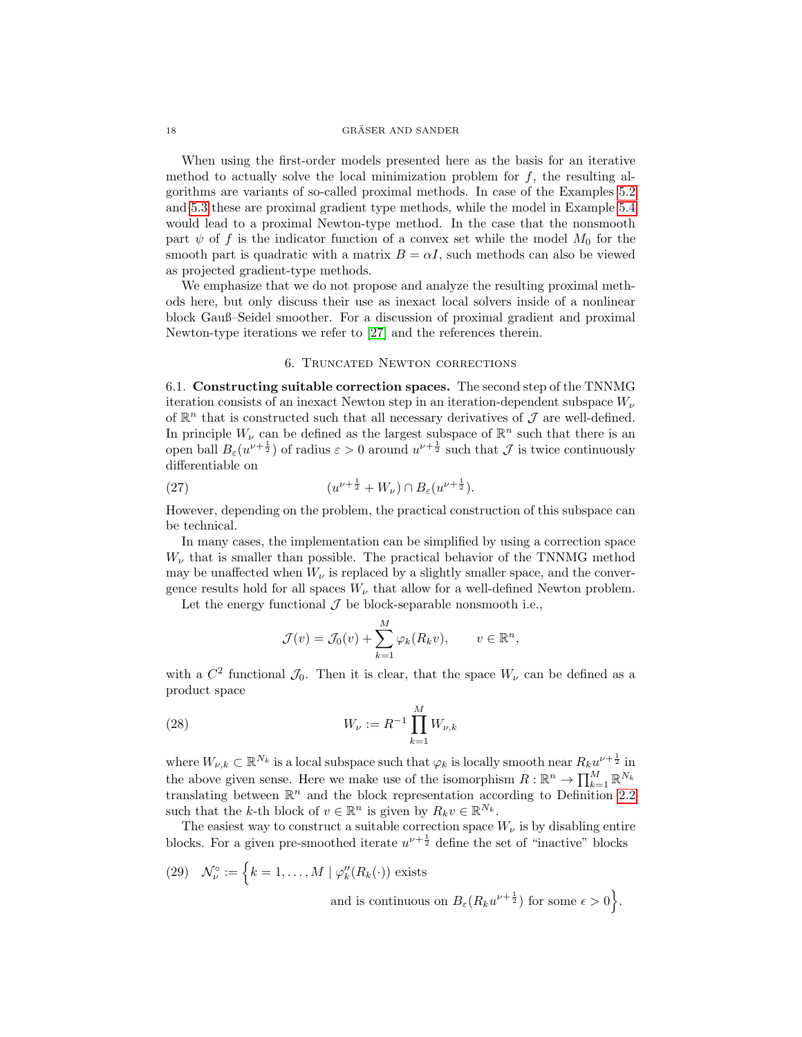When using the first-order models presented here as the basis for an iterative method to actually solve the local minimization problem for $f$, the resulting algorithms are variants of so-called proximal methods. In case of the Examples 5.2 and 5.3 these are proximal gradient type methods, while the model in Example 5.4 would lead to a proximal Newton-type method. In the case that the nonsmooth part $\psi$ of $f$ is the indicator function of a convex set while the model $M_0$ for the smooth part is quadratic with a matrix $B = \alpha I$, such methods can also be viewed as projected gradient-type methods.

We emphasize that we do not propose and analyze the resulting proximal methods here, but only discuss their use as inexact local solvers inside of a nonlinear block Gauß–Seidel smoother. For a discussion of proximal gradient and proximal Newton-type iterations we refer to [27] and the references therein.

## 6. Truncated Newton corrections

**6.1. Constructing suitable correction spaces.** The second step of the TNNMG iteration consists of an inexact Newton step in an iteration-dependent subspace $W_\nu$ of $\mathbb{R}^n$ that is constructed such that all necessary derivatives of $\mathcal{J}$ are well-defined. In principle $W_\nu$ can be defined as the largest subspace of $\mathbb{R}^n$ such that there is an open ball $B_\varepsilon(u^{\nu+\frac{1}{2}})$ of radius $\varepsilon > 0$ around $u^{\nu+\frac{1}{2}}$ such that $\mathcal{J}$ is twice continuously differentiable on

$$(u^{\nu+\frac{1}{2}} + W_\nu) \cap B_\varepsilon(u^{\nu+\frac{1}{2}}). \tag{27}$$

However, depending on the problem, the practical construction of this subspace can be technical.

In many cases, the implementation can be simplified by using a correction space $W_\nu$ that is smaller than possible. The practical behavior of the TNNMG method may be unaffected when $W_\nu$ is replaced by a slightly smaller space, and the convergence results hold for all spaces $W_\nu$ that allow for a well-defined Newton problem.

Let the energy functional $\mathcal{J}$ be block-separable nonsmooth i.e.,

$$\mathcal{J}(v) = \mathcal{J}_0(v) + \sum_{k=1}^{M} \varphi_k(R_k v), \qquad v \in \mathbb{R}^n,$$

with a $C^2$ functional $\mathcal{J}_0$. Then it is clear, that the space $W_\nu$ can be defined as a product space

$$W_\nu := R^{-1} \prod_{k=1}^{M} W_{\nu,k} \tag{28}$$

where $W_{\nu,k} \subset \mathbb{R}^{N_k}$ is a local subspace such that $\varphi_k$ is locally smooth near $R_k u^{\nu+\frac{1}{2}}$ in the above given sense. Here we make use of the isomorphism $R : \mathbb{R}^n \to \prod_{k=1}^{M} \mathbb{R}^{N_k}$ translating between $\mathbb{R}^n$ and the block representation according to Definition 2.2 such that the $k$-th block of $v \in \mathbb{R}^n$ is given by $R_k v \in \mathbb{R}^{N_k}$.

The easiest way to construct a suitable correction space $W_\nu$ is by disabling entire blocks. For a given pre-smoothed iterate $u^{\nu+\frac{1}{2}}$ define the set of "inactive" blocks

$$\mathcal{N}_\nu^\circ := \Big\{ k = 1, \dots, M \mid \varphi_k''(R_k(\cdot)) \text{ exists} \\ \text{and is continuous on } B_\varepsilon(R_k u^{\nu+\frac{1}{2}}) \text{ for some } \epsilon > 0 \Big\}. \tag{29}$$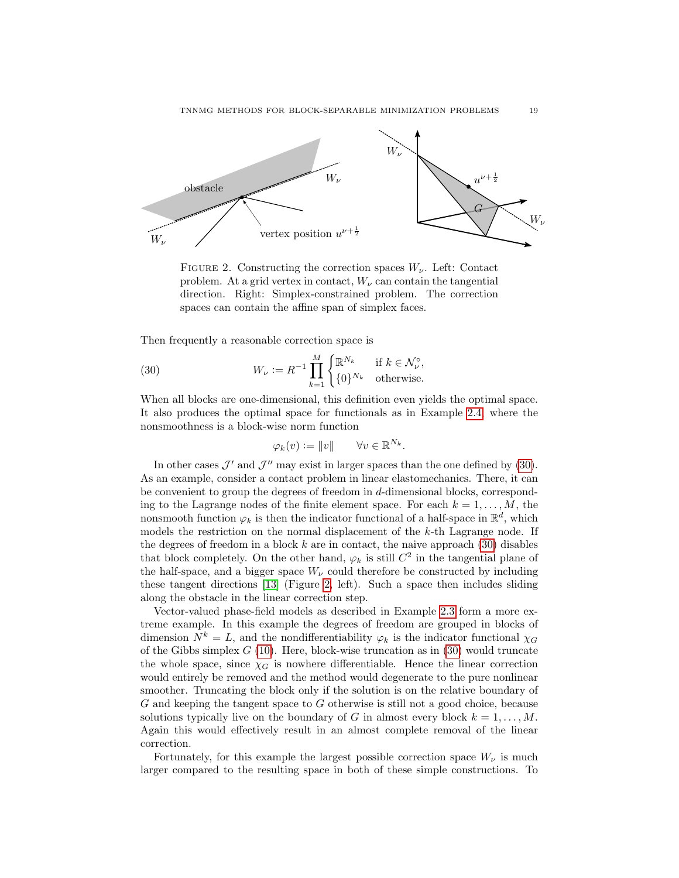FIGURE 2. Constructing the correction spaces $W_\nu$. Left: Contact problem. At a grid vertex in contact, $W_\nu$ can contain the tangential direction. Right: Simplex-constrained problem. The correction spaces can contain the affine span of simplex faces.

Then frequently a reasonable correction space is

$$W_\nu := R^{-1} \prod_{k=1}^{M} \begin{cases} \mathbb{R}^{N_k} & \text{if } k \in \mathcal{N}_\nu^\circ, \\ \{0\}^{N_k} & \text{otherwise.} \end{cases} \tag{30}$$

When all blocks are one-dimensional, this definition even yields the optimal space. It also produces the optimal space for functionals as in Example 2.4, where the nonsmoothness is a block-wise norm function

$$\varphi_k(v) := \|v\| \qquad \forall v \in \mathbb{R}^{N_k}.$$

In other cases $\mathcal{J}'$ and $\mathcal{J}''$ may exist in larger spaces than the one defined by (30). As an example, consider a contact problem in linear elastomechanics. There, it can be convenient to group the degrees of freedom in $d$-dimensional blocks, corresponding to the Lagrange nodes of the finite element space. For each $k = 1, \dots, M$, the nonsmooth function $\varphi_k$ is then the indicator functional of a half-space in $\mathbb{R}^d$, which models the restriction on the normal displacement of the $k$-th Lagrange node. If the degrees of freedom in a block $k$ are in contact, the naive approach (30) disables that block completely. On the other hand, $\varphi_k$ is still $C^2$ in the tangential plane of the half-space, and a bigger space $W_\nu$ could therefore be constructed by including these tangent directions [13] (Figure 2, left). Such a space then includes sliding along the obstacle in the linear correction step.

Vector-valued phase-field models as described in Example 2.3 form a more extreme example. In this example the degrees of freedom are grouped in blocks of dimension $N^k = L$, and the nondifferentiability $\varphi_k$ is the indicator functional $\chi_G$ of the Gibbs simplex $G$ (10). Here, block-wise truncation as in (30) would truncate the whole space, since $\chi_G$ is nowhere differentiable. Hence the linear correction would entirely be removed and the method would degenerate to the pure nonlinear smoother. Truncating the block only if the solution is on the relative boundary of $G$ and keeping the tangent space to $G$ otherwise is still not a good choice, because solutions typically live on the boundary of $G$ in almost every block $k = 1, \dots, M$. Again this would effectively result in an almost complete removal of the linear correction.

Fortunately, for this example the largest possible correction space $W_\nu$ is much larger compared to the resulting space in both of these simple constructions. To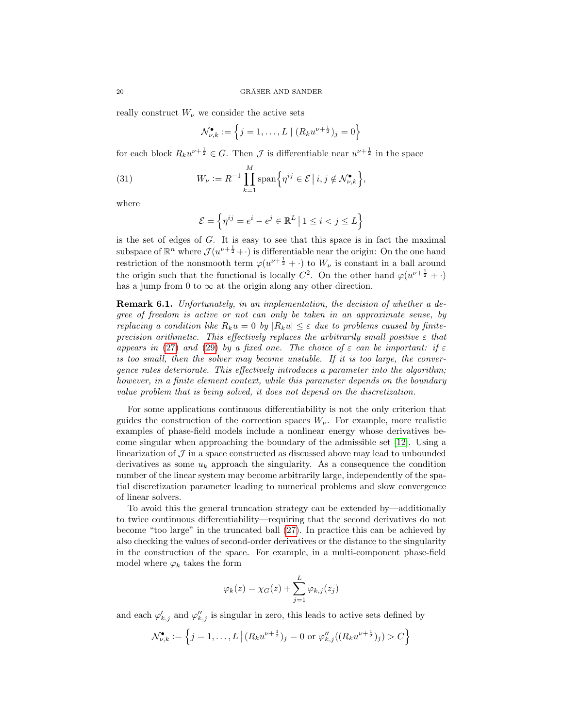really construct $W_\nu$ we consider the active sets

$$\mathcal{N}^\bullet_{\nu,k} := \left\{ j = 1, \dots, L \mid (R_k u^{\nu+\frac{1}{2}})_j = 0 \right\}$$

for each block $R_k u^{\nu+\frac{1}{2}} \in G$. Then $\mathcal{J}$ is differentiable near $u^{\nu+\frac{1}{2}}$ in the space

$$W_\nu := R^{-1} \prod_{k=1}^{M} \operatorname{span}\left\{ \eta^{ij} \in \mathcal{E} \,\middle|\, i,j \notin \mathcal{N}^\bullet_{\nu,k} \right\}, \tag{31}$$

where

$$\mathcal{E} = \left\{ \eta^{ij} = e^i - e^j \in \mathbb{R}^L \,\middle|\, 1 \leq i < j \leq L \right\}$$

is the set of edges of $G$. It is easy to see that this space is in fact the maximal subspace of $\mathbb{R}^n$ where $\mathcal{J}(u^{\nu+\frac{1}{2}} + \cdot)$ is differentiable near the origin: On the one hand restriction of the nonsmooth term $\varphi(u^{\nu+\frac{1}{2}} + \cdot)$ to $W_\nu$ is constant in a ball around the origin such that the functional is locally $C^2$. On the other hand $\varphi(u^{\nu+\frac{1}{2}} + \cdot)$ has a jump from 0 to $\infty$ at the origin along any other direction.

**Remark 6.1.** *Unfortunately, in an implementation, the decision of whether a degree of freedom is active or not can only be taken in an approximate sense, by replacing a condition like $R_k u = 0$ by $|R_k u| \leq \varepsilon$ due to problems caused by finite-precision arithmetic. This effectively replaces the arbitrarily small positive $\varepsilon$ that appears in (27) and (29) by a fixed one. The choice of $\varepsilon$ can be important: if $\varepsilon$ is too small, then the solver may become unstable. If it is too large, the convergence rates deteriorate. This effectively introduces a parameter into the algorithm; however, in a finite element context, while this parameter depends on the boundary value problem that is being solved, it does not depend on the discretization.*

For some applications continuous differentiability is not the only criterion that guides the construction of the correction spaces $W_\nu$. For example, more realistic examples of phase-field models include a nonlinear energy whose derivatives become singular when approaching the boundary of the admissible set [12]. Using a linearization of $\mathcal{J}$ in a space constructed as discussed above may lead to unbounded derivatives as some $u_k$ approach the singularity. As a consequence the condition number of the linear system may become arbitrarily large, independently of the spatial discretization parameter leading to numerical problems and slow convergence of linear solvers.

To avoid this the general truncation strategy can be extended by—additionally to twice continuous differentiability—requiring that the second derivatives do not become "too large" in the truncated ball (27). In practice this can be achieved by also checking the values of second-order derivatives or the distance to the singularity in the construction of the space. For example, in a multi-component phase-field model where $\varphi_k$ takes the form

$$\varphi_k(z) = \chi_G(z) + \sum_{j=1}^{L} \varphi_{k,j}(z_j)$$

and each $\varphi'_{k,j}$ and $\varphi''_{k,j}$ is singular in zero, this leads to active sets defined by

$$\mathcal{N}^\bullet_{\nu,k} := \left\{ j = 1, \dots, L \,\middle|\, (R_k u^{\nu+\frac{1}{2}})_j = 0 \text{ or } \varphi''_{k,j}((R_k u^{\nu+\frac{1}{2}})_j) > C \right\}$$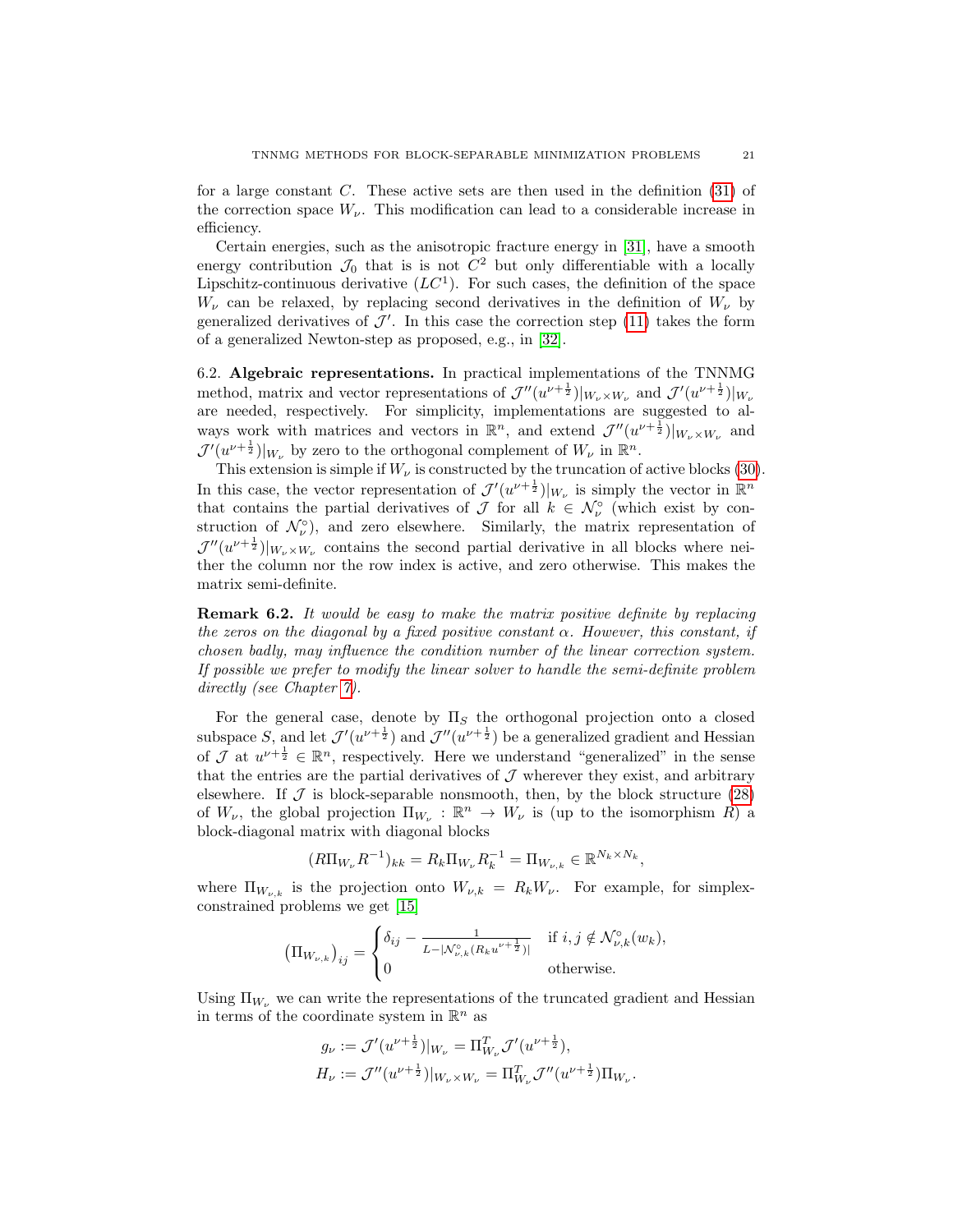for a large constant $C$. These active sets are then used in the definition (31) of the correction space $W_\nu$. This modification can lead to a considerable increase in efficiency.

Certain energies, such as the anisotropic fracture energy in [31], have a smooth energy contribution $\mathcal{J}_0$ that is is not $C^2$ but only differentiable with a locally Lipschitz-continuous derivative ($LC^1$). For such cases, the definition of the space $W_\nu$ can be relaxed, by replacing second derivatives in the definition of $W_\nu$ by generalized derivatives of $\mathcal{J}'$. In this case the correction step (11) takes the form of a generalized Newton-step as proposed, e.g., in [32].

## 6.2. Algebraic representations.

In practical implementations of the TNNMG method, matrix and vector representations of $\mathcal{J}''(u^{\nu+\frac{1}{2}})|_{W_\nu \times W_\nu}$ and $\mathcal{J}'(u^{\nu+\frac{1}{2}})|_{W_\nu}$ are needed, respectively. For simplicity, implementations are suggested to always work with matrices and vectors in $\mathbb{R}^n$, and extend $\mathcal{J}''(u^{\nu+\frac{1}{2}})|_{W_\nu \times W_\nu}$ and $\mathcal{J}'(u^{\nu+\frac{1}{2}})|_{W_\nu}$ by zero to the orthogonal complement of $W_\nu$ in $\mathbb{R}^n$.

This extension is simple if $W_\nu$ is constructed by the truncation of active blocks (30). In this case, the vector representation of $\mathcal{J}'(u^{\nu+\frac{1}{2}})|_{W_\nu}$ is simply the vector in $\mathbb{R}^n$ that contains the partial derivatives of $\mathcal{J}$ for all $k \in \mathcal{N}_\nu^\circ$ (which exist by construction of $\mathcal{N}_\nu^\circ$), and zero elsewhere. Similarly, the matrix representation of $\mathcal{J}''(u^{\nu+\frac{1}{2}})|_{W_\nu \times W_\nu}$ contains the second partial derivative in all blocks where neither the column nor the row index is active, and zero otherwise. This makes the matrix semi-definite.

**Remark 6.2.** *It would be easy to make the matrix positive definite by replacing the zeros on the diagonal by a fixed positive constant $\alpha$. However, this constant, if chosen badly, may influence the condition number of the linear correction system. If possible we prefer to modify the linear solver to handle the semi-definite problem directly (see Chapter 7).*

For the general case, denote by $\Pi_S$ the orthogonal projection onto a closed subspace $S$, and let $\mathcal{J}'(u^{\nu+\frac{1}{2}})$ and $\mathcal{J}''(u^{\nu+\frac{1}{2}})$ be a generalized gradient and Hessian of $\mathcal{J}$ at $u^{\nu+\frac{1}{2}} \in \mathbb{R}^n$, respectively. Here we understand "generalized" in the sense that the entries are the partial derivatives of $\mathcal{J}$ wherever they exist, and arbitrary elsewhere. If $\mathcal{J}$ is block-separable nonsmooth, then, by the block structure (28) of $W_\nu$, the global projection $\Pi_{W_\nu} : \mathbb{R}^n \to W_\nu$ is (up to the isomorphism $R$) a block-diagonal matrix with diagonal blocks

$$(R\Pi_{W_\nu}R^{-1})_{kk} = R_k \Pi_{W_\nu} R_k^{-1} = \Pi_{W_{\nu,k}} \in \mathbb{R}^{N_k \times N_k},$$

where $\Pi_{W_{\nu,k}}$ is the projection onto $W_{\nu,k} = R_k W_\nu$. For example, for simplex-constrained problems we get [15]

$$\left(\Pi_{W_{\nu,k}}\right)_{ij} = \begin{cases} \delta_{ij} - \frac{1}{L - |\mathcal{N}_{\nu,k}^\circ(R_k u^{\nu+\frac{1}{2}})|} & \text{if } i,j \notin \mathcal{N}_{\nu,k}^\circ(w_k), \\ 0 & \text{otherwise.} \end{cases}$$

Using $\Pi_{W_\nu}$ we can write the representations of the truncated gradient and Hessian in terms of the coordinate system in $\mathbb{R}^n$ as

$$\begin{aligned} g_\nu &:= \mathcal{J}'(u^{\nu+\frac{1}{2}})|_{W_\nu} = \Pi_{W_\nu}^T \mathcal{J}'(u^{\nu+\frac{1}{2}}), \\ H_\nu &:= \mathcal{J}''(u^{\nu+\frac{1}{2}})|_{W_\nu \times W_\nu} = \Pi_{W_\nu}^T \mathcal{J}''(u^{\nu+\frac{1}{2}}) \Pi_{W_\nu}. \end{aligned}$$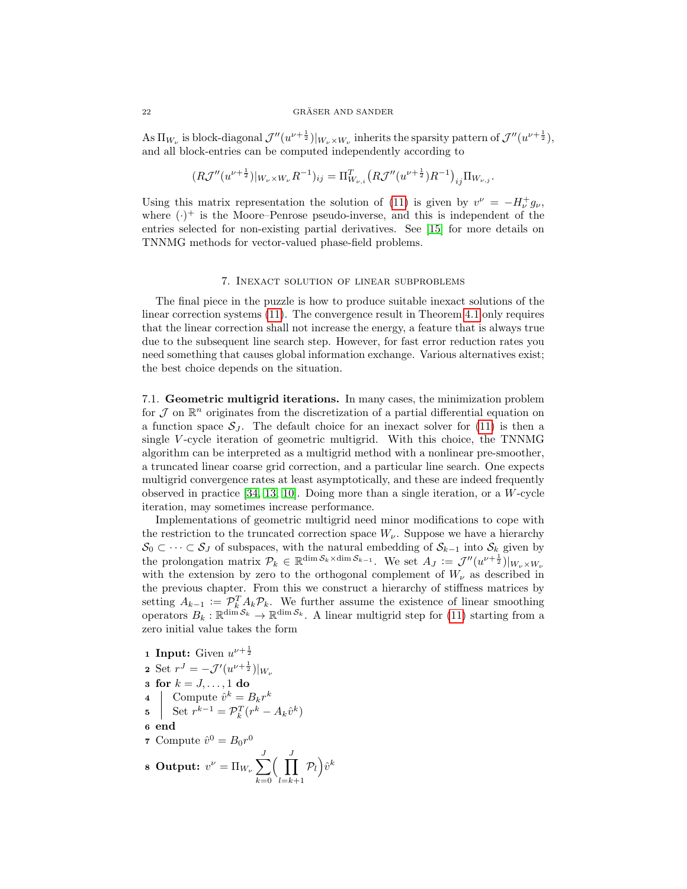As $\Pi_{W_\nu}$ is block-diagonal $\mathcal{J}''(u^{\nu+\frac{1}{2}})|_{W_\nu \times W_\nu}$ inherits the sparsity pattern of $\mathcal{J}''(u^{\nu+\frac{1}{2}})$, and all block-entries can be computed independently according to

$$(R\mathcal{J}''(u^{\nu+\frac{1}{2}})|_{W_\nu \times W_\nu} R^{-1})_{ij} = \Pi^T_{W_{\nu,i}} \big(R\mathcal{J}''(u^{\nu+\frac{1}{2}})R^{-1}\big)_{ij} \Pi_{W_{\nu,j}}.$$

Using this matrix representation the solution of (11) is given by $v^\nu = -H_\nu^+ g_\nu$, where $(\cdot)^+$ is the Moore–Penrose pseudo-inverse, and this is independent of the entries selected for non-existing partial derivatives. See [15] for more details on TNNMG methods for vector-valued phase-field problems.

## 7. Inexact solution of linear subproblems

The final piece in the puzzle is how to produce suitable inexact solutions of the linear correction systems (11). The convergence result in Theorem 4.1 only requires that the linear correction shall not increase the energy, a feature that is always true due to the subsequent line search step. However, for fast error reduction rates you need something that causes global information exchange. Various alternatives exist; the best choice depends on the situation.

7.1. **Geometric multigrid iterations.** In many cases, the minimization problem for $\mathcal{J}$ on $\mathbb{R}^n$ originates from the discretization of a partial differential equation on a function space $\mathcal{S}_J$. The default choice for an inexact solver for (11) is then a single $V$-cycle iteration of geometric multigrid. With this choice, the TNNMG algorithm can be interpreted as a multigrid method with a nonlinear pre-smoother, a truncated linear coarse grid correction, and a particular line search. One expects multigrid convergence rates at least asymptotically, and these are indeed frequently observed in practice [34, 13, 10]. Doing more than a single iteration, or a $W$-cycle iteration, may sometimes increase performance.

Implementations of geometric multigrid need minor modifications to cope with the restriction to the truncated correction space $W_\nu$. Suppose we have a hierarchy $\mathcal{S}_0 \subset \cdots \subset \mathcal{S}_J$ of subspaces, with the natural embedding of $\mathcal{S}_{k-1}$ into $\mathcal{S}_k$ given by the prolongation matrix $\mathcal{P}_k \in \mathbb{R}^{\dim \mathcal{S}_k \times \dim \mathcal{S}_{k-1}}$. We set $A_J := \mathcal{J}''(u^{\nu+\frac{1}{2}})|_{W_\nu \times W_\nu}$ with the extension by zero to the orthogonal complement of $W_\nu$ as described in the previous chapter. From this we construct a hierarchy of stiffness matrices by setting $A_{k-1} := \mathcal{P}_k^T A_k \mathcal{P}_k$. We further assume the existence of linear smoothing operators $B_k : \mathbb{R}^{\dim \mathcal{S}_k} \to \mathbb{R}^{\dim \mathcal{S}_k}$. A linear multigrid step for (11) starting from a zero initial value takes the form

```
1 Input: Given u^{ν+1/2}
2 Set r^J = −J'(u^{ν+1/2})|_{W_ν}
3 for k = J, ..., 1 do
4     Compute v̂^k = B_k r^k
5     Set r^{k−1} = P_k^T (r^k − A_k v̂^k)
6 end
7 Compute v̂^0 = B_0 r^0
8 Output: v^ν = Π_{W_ν} Σ_{k=0}^{J} ( Π_{l=k+1}^{J} P_l ) v̂^k
```

1. **Input:** Given $u^{\nu+\frac{1}{2}}$
2. Set $r^J = -\mathcal{J}'(u^{\nu+\frac{1}{2}})|_{W_\nu}$
3. **for** $k = J, \dots, 1$ **do**
4. Compute $\hat{v}^k = B_k r^k$
5. Set $r^{k-1} = \mathcal{P}_k^T (r^k - A_k \hat{v}^k)$
6. **end**
7. Compute $\hat{v}^0 = B_0 r^0$
8. **Output:** $v^\nu = \Pi_{W_\nu} \sum_{k=0}^{J} \Big( \prod_{l=k+1}^{J} \mathcal{P}_l \Big) \hat{v}^k$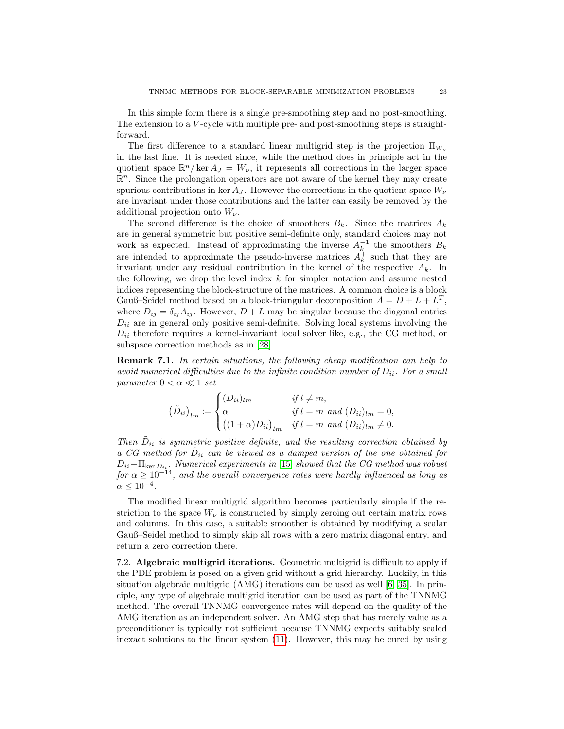In this simple form there is a single pre-smoothing step and no post-smoothing. The extension to a $V$-cycle with multiple pre- and post-smoothing steps is straightforward.

The first difference to a standard linear multigrid step is the projection $\Pi_{W_\nu}$ in the last line. It is needed since, while the method does in principle act in the quotient space $\mathbb{R}^n / \ker A_J = W_\nu$, it represents all corrections in the larger space $\mathbb{R}^n$. Since the prolongation operators are not aware of the kernel they may create spurious contributions in $\ker A_J$. However the corrections in the quotient space $W_\nu$ are invariant under those contributions and the latter can easily be removed by the additional projection onto $W_\nu$.

The second difference is the choice of smoothers $B_k$. Since the matrices $A_k$ are in general symmetric but positive semi-definite only, standard choices may not work as expected. Instead of approximating the inverse $A_k^{-1}$ the smoothers $B_k$ are intended to approximate the pseudo-inverse matrices $A_k^+$ such that they are invariant under any residual contribution in the kernel of the respective $A_k$. In the following, we drop the level index $k$ for simpler notation and assume nested indices representing the block-structure of the matrices. A common choice is a block Gauß–Seidel method based on a block-triangular decomposition $A = D + L + L^T$, where $D_{ij} = \delta_{ij} A_{ij}$. However, $D + L$ may be singular because the diagonal entries $D_{ii}$ are in general only positive semi-definite. Solving local systems involving the $D_{ii}$ therefore requires a kernel-invariant local solver like, e.g., the CG method, or subspace correction methods as in [28].

**Remark 7.1.** *In certain situations, the following cheap modification can help to avoid numerical difficulties due to the infinite condition number of $D_{ii}$. For a small parameter $0 < \alpha \ll 1$ set*

$$\big(\tilde{D}_{ii}\big)_{lm} := \begin{cases} (D_{ii})_{lm} & \text{if } l \neq m, \\ \alpha & \text{if } l = m \text{ and } (D_{ii})_{lm} = 0, \\ \big((1+\alpha) D_{ii}\big)_{lm} & \text{if } l = m \text{ and } (D_{ii})_{lm} \neq 0. \end{cases}$$

*Then $\tilde{D}_{ii}$ is symmetric positive definite, and the resulting correction obtained by a CG method for $\tilde{D}_{ii}$ can be viewed as a damped version of the one obtained for $D_{ii} + \Pi_{\ker D_{ii}}$. Numerical experiments in [15] showed that the CG method was robust for $\alpha \geq 10^{-14}$, and the overall convergence rates were hardly influenced as long as $\alpha \leq 10^{-4}$.*

The modified linear multigrid algorithm becomes particularly simple if the restriction to the space $W_\nu$ is constructed by simply zeroing out certain matrix rows and columns. In this case, a suitable smoother is obtained by modifying a scalar Gauß–Seidel method to simply skip all rows with a zero matrix diagonal entry, and return a zero correction there.

7.2. **Algebraic multigrid iterations.** Geometric multigrid is difficult to apply if the PDE problem is posed on a given grid without a grid hierarchy. Luckily, in this situation algebraic multigrid (AMG) iterations can be used as well [6, 35]. In principle, any type of algebraic multigrid iteration can be used as part of the TNNMG method. The overall TNNMG convergence rates will depend on the quality of the AMG iteration as an independent solver. An AMG step that has merely value as a preconditioner is typically not sufficient because TNNMG expects suitably scaled inexact solutions to the linear system (11). However, this may be cured by using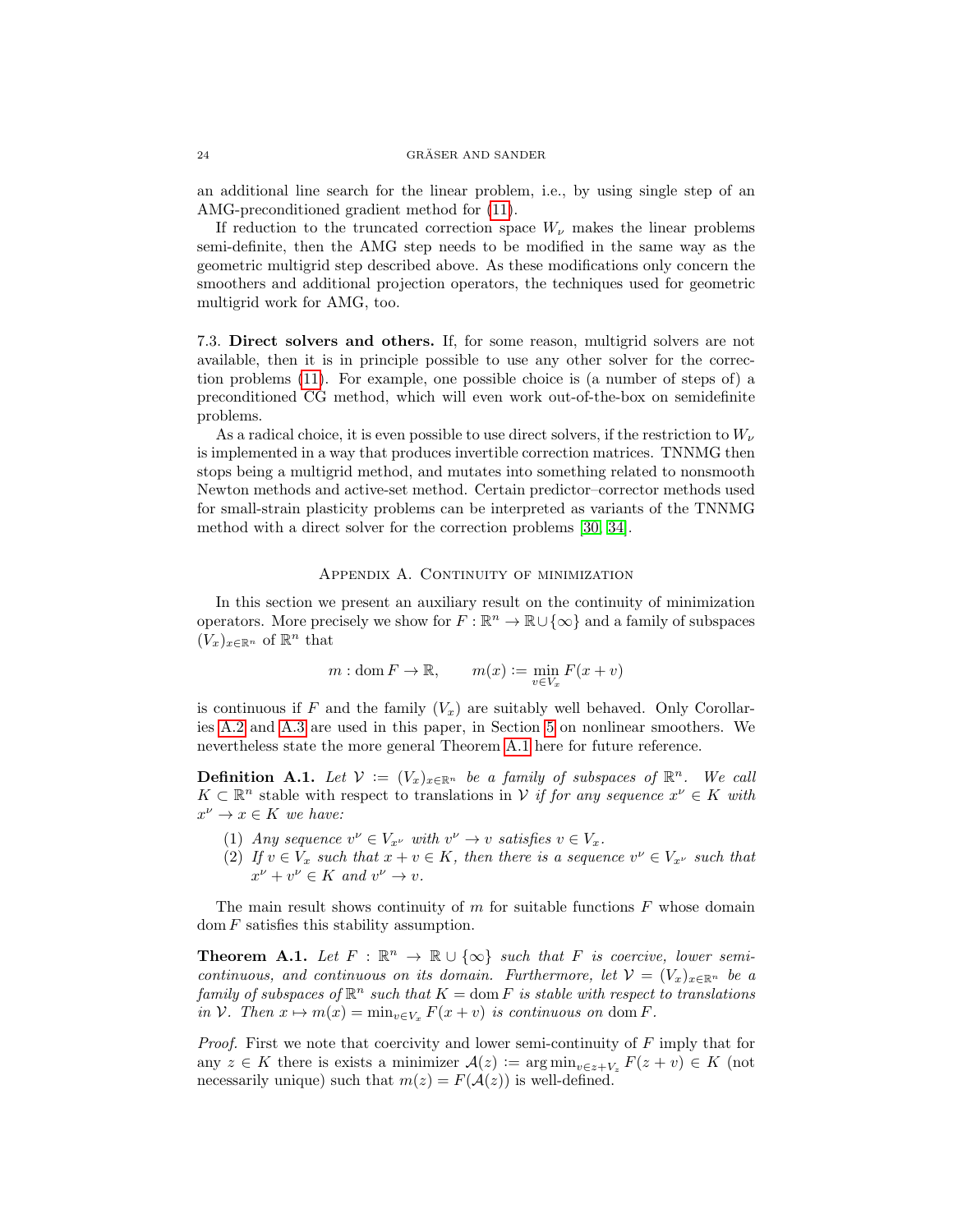an additional line search for the linear problem, i.e., by using single step of an AMG-preconditioned gradient method for (11).

If reduction to the truncated correction space $W_\nu$ makes the linear problems semi-definite, then the AMG step needs to be modified in the same way as the geometric multigrid step described above. As these modifications only concern the smoothers and additional projection operators, the techniques used for geometric multigrid work for AMG, too.

7.3. **Direct solvers and others.** If, for some reason, multigrid solvers are not available, then it is in principle possible to use any other solver for the correction problems (11). For example, one possible choice is (a number of steps of) a preconditioned CG method, which will even work out-of-the-box on semidefinite problems.

As a radical choice, it is even possible to use direct solvers, if the restriction to $W_\nu$ is implemented in a way that produces invertible correction matrices. TNNMG then stops being a multigrid method, and mutates into something related to nonsmooth Newton methods and active-set method. Certain predictor–corrector methods used for small-strain plasticity problems can be interpreted as variants of the TNNMG method with a direct solver for the correction problems [30, 34].

## Appendix A. Continuity of minimization

In this section we present an auxiliary result on the continuity of minimization operators. More precisely we show for $F : \mathbb{R}^n \to \mathbb{R} \cup \{\infty\}$ and a family of subspaces $(V_x)_{x\in\mathbb{R}^n}$ of $\mathbb{R}^n$ that

$$m : \operatorname{dom} F \to \mathbb{R}, \qquad m(x) := \min_{v\in V_x} F(x+v)$$

is continuous if $F$ and the family $(V_x)$ are suitably well behaved. Only Corollaries A.2 and A.3 are used in this paper, in Section 5 on nonlinear smoothers. We nevertheless state the more general Theorem A.1 here for future reference.

**Definition A.1.** *Let $\mathcal{V} := (V_x)_{x\in\mathbb{R}^n}$ be a family of subspaces of $\mathbb{R}^n$. We call $K \subset \mathbb{R}^n$* stable with respect to translations in $\mathcal{V}$ *if for any sequence $x^\nu \in K$ with $x^\nu \to x \in K$ we have:*

1. *Any sequence $v^\nu \in V_{x^\nu}$ with $v^\nu \to v$ satisfies $v \in V_x$.*
2. *If $v \in V_x$ such that $x + v \in K$, then there is a sequence $v^\nu \in V_{x^\nu}$ such that $x^\nu + v^\nu \in K$ and $v^\nu \to v$.*

The main result shows continuity of $m$ for suitable functions $F$ whose domain $\operatorname{dom} F$ satisfies this stability assumption.

**Theorem A.1.** *Let $F : \mathbb{R}^n \to \mathbb{R} \cup \{\infty\}$ such that $F$ is coercive, lower semi-continuous, and continuous on its domain. Furthermore, let $\mathcal{V} = (V_x)_{x\in\mathbb{R}^n}$ be a family of subspaces of $\mathbb{R}^n$ such that $K = \operatorname{dom} F$ is stable with respect to translations in $\mathcal{V}$. Then $x \mapsto m(x) = \min_{v\in V_x} F(x + v)$ is continuous on $\operatorname{dom} F$.*

*Proof.* First we note that coercivity and lower semi-continuity of $F$ imply that for any $z \in K$ there is exists a minimizer $\mathcal{A}(z) := \arg\min_{v\in z+V_z} F(z + v) \in K$ (not necessarily unique) such that $m(z) = F(\mathcal{A}(z))$ is well-defined.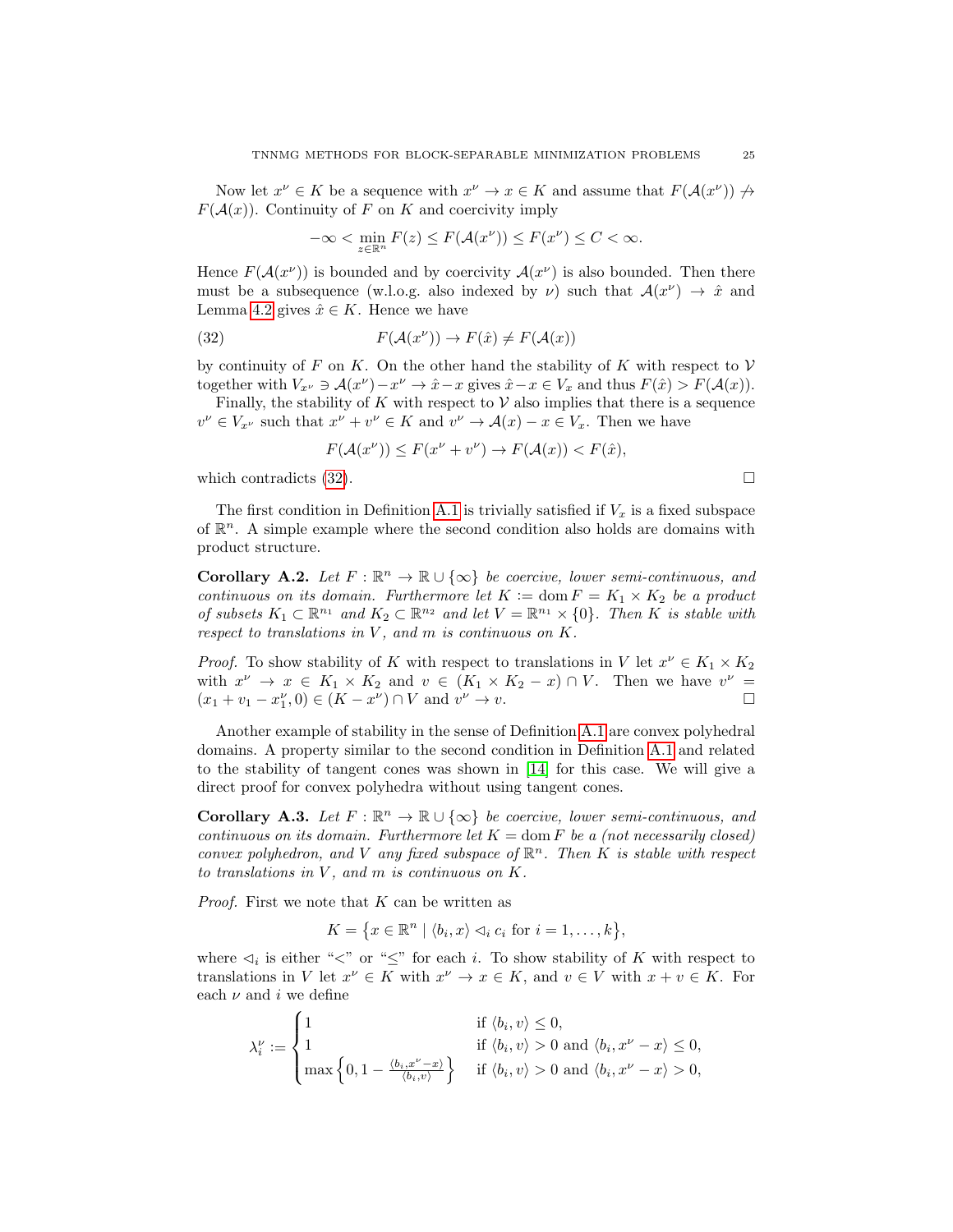Now let $x^\nu \in K$ be a sequence with $x^\nu \to x \in K$ and assume that $F(\mathcal{A}(x^\nu)) \not\to F(\mathcal{A}(x))$. Continuity of $F$ on $K$ and coercivity imply

$$-\infty < \min_{z\in\mathbb{R}^n} F(z) \le F(\mathcal{A}(x^\nu)) \le F(x^\nu) \le C < \infty.$$

Hence $F(\mathcal{A}(x^\nu))$ is bounded and by coercivity $\mathcal{A}(x^\nu)$ is also bounded. Then there must be a subsequence (w.l.o.g. also indexed by $\nu$) such that $\mathcal{A}(x^\nu) \to \hat{x}$ and Lemma 4.2 gives $\hat{x} \in K$. Hence we have

$$F(\mathcal{A}(x^\nu)) \to F(\hat{x}) \neq F(\mathcal{A}(x)) \tag{32}$$

by continuity of $F$ on $K$. On the other hand the stability of $K$ with respect to $\mathcal{V}$ together with $V_{x^\nu} \ni \mathcal{A}(x^\nu) - x^\nu \to \hat{x} - x$ gives $\hat{x} - x \in V_x$ and thus $F(\hat{x}) > F(\mathcal{A}(x))$.

Finally, the stability of $K$ with respect to $\mathcal{V}$ also implies that there is a sequence $v^\nu \in V_{x^\nu}$ such that $x^\nu + v^\nu \in K$ and $v^\nu \to \mathcal{A}(x) - x \in V_x$. Then we have

$$F(\mathcal{A}(x^\nu)) \le F(x^\nu + v^\nu) \to F(\mathcal{A}(x)) < F(\hat{x}),$$

which contradicts (32). □

The first condition in Definition A.1 is trivially satisfied if $V_x$ is a fixed subspace of $\mathbb{R}^n$. A simple example where the second condition also holds are domains with product structure.

**Corollary A.2.** *Let $F : \mathbb{R}^n \to \mathbb{R} \cup \{\infty\}$ be coercive, lower semi-continuous, and continuous on its domain. Furthermore let $K := \operatorname{dom} F = K_1 \times K_2$ be a product of subsets $K_1 \subset \mathbb{R}^{n_1}$ and $K_2 \subset \mathbb{R}^{n_2}$ and let $V = \mathbb{R}^{n_1} \times \{0\}$. Then $K$ is stable with respect to translations in $V$, and $m$ is continuous on $K$.*

*Proof.* To show stability of $K$ with respect to translations in $V$ let $x^\nu \in K_1 \times K_2$ with $x^\nu \to x \in K_1 \times K_2$ and $v \in (K_1 \times K_2 - x) \cap V$. Then we have $v^\nu = (x_1 + v_1 - x_1^\nu, 0) \in (K - x^\nu) \cap V$ and $v^\nu \to v$. □

Another example of stability in the sense of Definition A.1 are convex polyhedral domains. A property similar to the second condition in Definition A.1 and related to the stability of tangent cones was shown in [14] for this case. We will give a direct proof for convex polyhedra without using tangent cones.

**Corollary A.3.** *Let $F : \mathbb{R}^n \to \mathbb{R} \cup \{\infty\}$ be coercive, lower semi-continuous, and continuous on its domain. Furthermore let $K = \operatorname{dom} F$ be a (not necessarily closed) convex polyhedron, and $V$ any fixed subspace of $\mathbb{R}^n$. Then $K$ is stable with respect to translations in $V$, and $m$ is continuous on $K$.*

*Proof.* First we note that $K$ can be written as

$$K = \{x \in \mathbb{R}^n \mid \langle b_i, x\rangle \lhd_i c_i \text{ for } i = 1, \dots, k\},$$

where $\lhd_i$ is either "$<$" or "$\le$" for each $i$. To show stability of $K$ with respect to translations in $V$ let $x^\nu \in K$ with $x^\nu \to x \in K$, and $v \in V$ with $x + v \in K$. For each $\nu$ and $i$ we define

$$\lambda_i^\nu := \begin{cases} 1 & \text{if } \langle b_i, v\rangle \le 0, \\ 1 & \text{if } \langle b_i, v\rangle > 0 \text{ and } \langle b_i, x^\nu - x\rangle \le 0, \\ \max\left\{0, 1 - \frac{\langle b_i, x^\nu - x\rangle}{\langle b_i, v\rangle}\right\} & \text{if } \langle b_i, v\rangle > 0 \text{ and } \langle b_i, x^\nu - x\rangle > 0, \end{cases}$$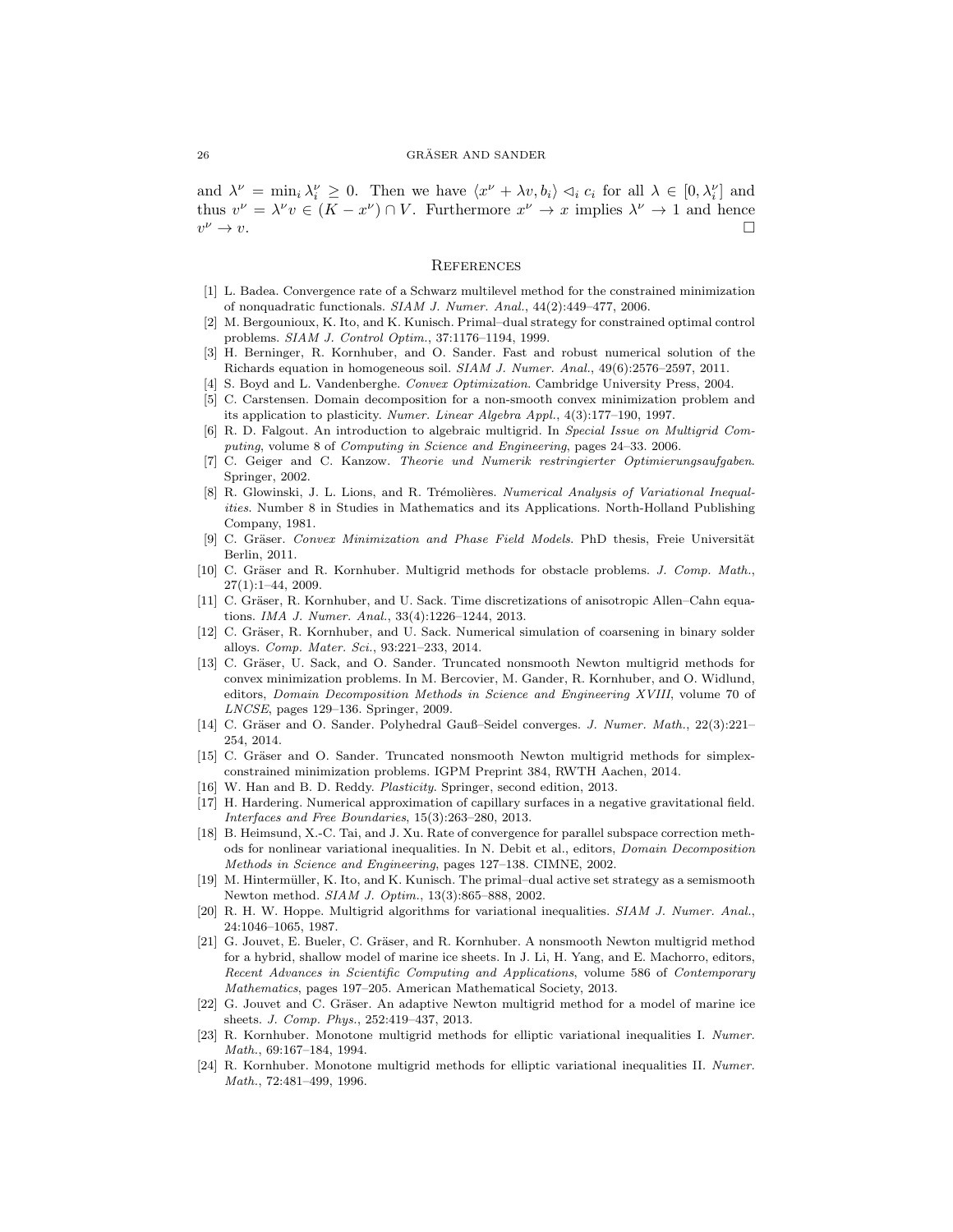and $\lambda^\nu = \min_i \lambda_i^\nu \geq 0$. Then we have $\langle x^\nu + \lambda v, b_i \rangle \lhd_i c_i$ for all $\lambda \in [0, \lambda_i^\nu]$ and thus $v^\nu = \lambda^\nu v \in (K - x^\nu) \cap V$. Furthermore $x^\nu \to x$ implies $\lambda^\nu \to 1$ and hence $v^\nu \to v$. $\square$

## References

[1] L. Badea. Convergence rate of a Schwarz multilevel method for the constrained minimization of nonquadratic functionals. *SIAM J. Numer. Anal.*, 44(2):449–477, 2006.

[2] M. Bergounioux, K. Ito, and K. Kunisch. Primal–dual strategy for constrained optimal control problems. *SIAM J. Control Optim.*, 37:1176–1194, 1999.

[3] H. Berninger, R. Kornhuber, and O. Sander. Fast and robust numerical solution of the Richards equation in homogeneous soil. *SIAM J. Numer. Anal.*, 49(6):2576–2597, 2011.

[4] S. Boyd and L. Vandenberghe. *Convex Optimization*. Cambridge University Press, 2004.

[5] C. Carstensen. Domain decomposition for a non-smooth convex minimization problem and its application to plasticity. *Numer. Linear Algebra Appl.*, 4(3):177–190, 1997.

[6] R. D. Falgout. An introduction to algebraic multigrid. In *Special Issue on Multigrid Computing*, volume 8 of *Computing in Science and Engineering*, pages 24–33. 2006.

[7] C. Geiger and C. Kanzow. *Theorie und Numerik restringierter Optimierungsaufgaben*. Springer, 2002.

[8] R. Glowinski, J. L. Lions, and R. Trémolières. *Numerical Analysis of Variational Inequalities*. Number 8 in Studies in Mathematics and its Applications. North-Holland Publishing Company, 1981.

[9] C. Gräser. *Convex Minimization and Phase Field Models*. PhD thesis, Freie Universität Berlin, 2011.

[10] C. Gräser and R. Kornhuber. Multigrid methods for obstacle problems. *J. Comp. Math.*, 27(1):1–44, 2009.

[11] C. Gräser, R. Kornhuber, and U. Sack. Time discretizations of anisotropic Allen–Cahn equations. *IMA J. Numer. Anal.*, 33(4):1226–1244, 2013.

[12] C. Gräser, R. Kornhuber, and U. Sack. Numerical simulation of coarsening in binary solder alloys. *Comp. Mater. Sci.*, 93:221–233, 2014.

[13] C. Gräser, U. Sack, and O. Sander. Truncated nonsmooth Newton multigrid methods for convex minimization problems. In M. Bercovier, M. Gander, R. Kornhuber, and O. Widlund, editors, *Domain Decomposition Methods in Science and Engineering XVIII*, volume 70 of *LNCSE*, pages 129–136. Springer, 2009.

[14] C. Gräser and O. Sander. Polyhedral Gauß–Seidel converges. *J. Numer. Math.*, 22(3):221–254, 2014.

[15] C. Gräser and O. Sander. Truncated nonsmooth Newton multigrid methods for simplex-constrained minimization problems. IGPM Preprint 384, RWTH Aachen, 2014.

[16] W. Han and B. D. Reddy. *Plasticity*. Springer, second edition, 2013.

[17] H. Hardering. Numerical approximation of capillary surfaces in a negative gravitational field. *Interfaces and Free Boundaries*, 15(3):263–280, 2013.

[18] B. Heimsund, X.-C. Tai, and J. Xu. Rate of convergence for parallel subspace correction methods for nonlinear variational inequalities. In N. Debit et al., editors, *Domain Decomposition Methods in Science and Engineering*, pages 127–138. CIMNE, 2002.

[19] M. Hintermüller, K. Ito, and K. Kunisch. The primal–dual active set strategy as a semismooth Newton method. *SIAM J. Optim.*, 13(3):865–888, 2002.

[20] R. H. W. Hoppe. Multigrid algorithms for variational inequalities. *SIAM J. Numer. Anal.*, 24:1046–1065, 1987.

[21] G. Jouvet, E. Bueler, C. Gräser, and R. Kornhuber. A nonsmooth Newton multigrid method for a hybrid, shallow model of marine ice sheets. In J. Li, H. Yang, and E. Machorro, editors, *Recent Advances in Scientific Computing and Applications*, volume 586 of *Contemporary Mathematics*, pages 197–205. American Mathematical Society, 2013.

[22] G. Jouvet and C. Gräser. An adaptive Newton multigrid method for a model of marine ice sheets. *J. Comp. Phys.*, 252:419–437, 2013.

[23] R. Kornhuber. Monotone multigrid methods for elliptic variational inequalities I. *Numer. Math.*, 69:167–184, 1994.

[24] R. Kornhuber. Monotone multigrid methods for elliptic variational inequalities II. *Numer. Math.*, 72:481–499, 1996.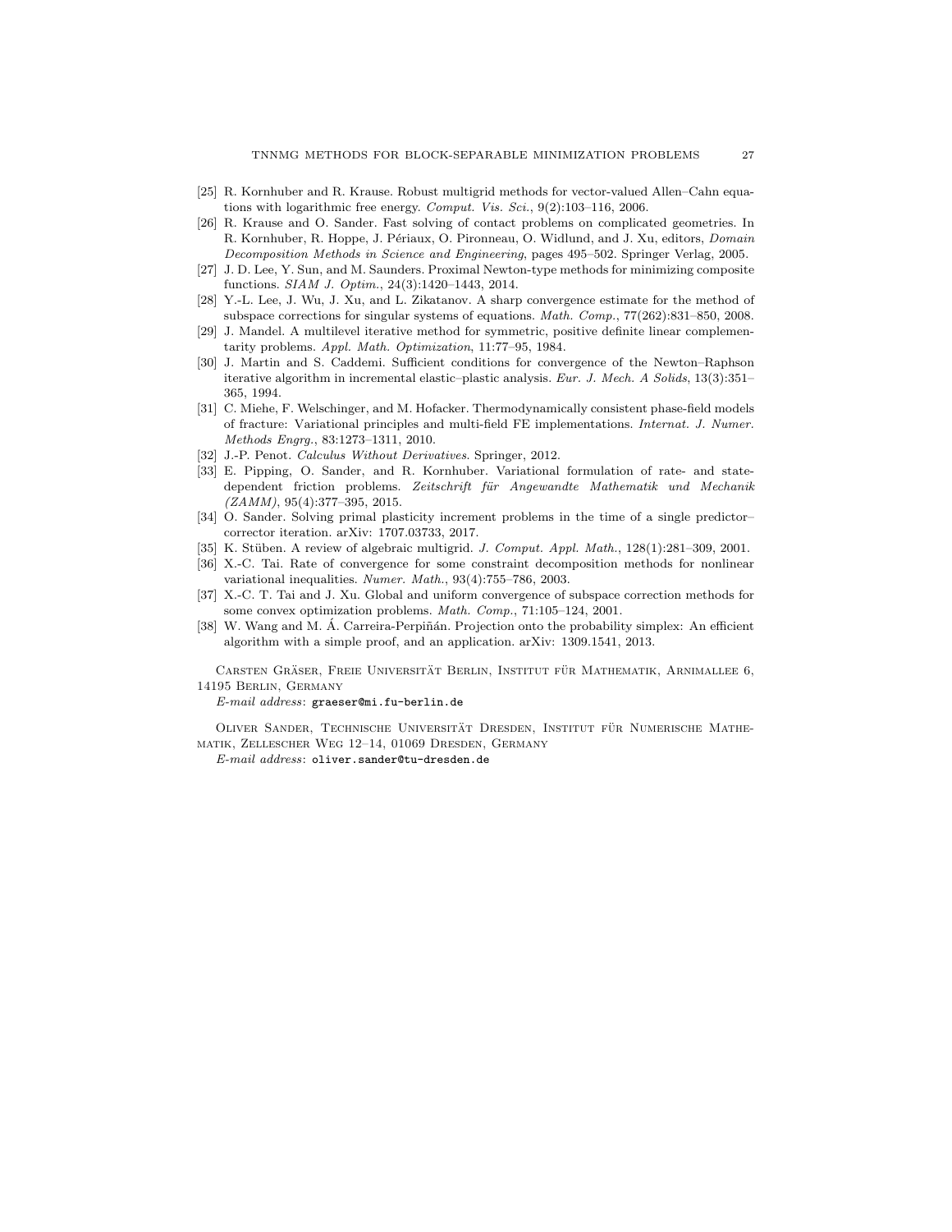[25] R. Kornhuber and R. Krause. Robust multigrid methods for vector-valued Allen–Cahn equations with logarithmic free energy. *Comput. Vis. Sci.*, 9(2):103–116, 2006.

[26] R. Krause and O. Sander. Fast solving of contact problems on complicated geometries. In R. Kornhuber, R. Hoppe, J. Périaux, O. Pironneau, O. Widlund, and J. Xu, editors, *Domain Decomposition Methods in Science and Engineering*, pages 495–502. Springer Verlag, 2005.

[27] J. D. Lee, Y. Sun, and M. Saunders. Proximal Newton-type methods for minimizing composite functions. *SIAM J. Optim.*, 24(3):1420–1443, 2014.

[28] Y.-L. Lee, J. Wu, J. Xu, and L. Zikatanov. A sharp convergence estimate for the method of subspace corrections for singular systems of equations. *Math. Comp.*, 77(262):831–850, 2008.

[29] J. Mandel. A multilevel iterative method for symmetric, positive definite linear complementarity problems. *Appl. Math. Optimization*, 11:77–95, 1984.

[30] J. Martin and S. Caddemi. Sufficient conditions for convergence of the Newton–Raphson iterative algorithm in incremental elastic–plastic analysis. *Eur. J. Mech. A Solids*, 13(3):351–365, 1994.

[31] C. Miehe, F. Welschinger, and M. Hofacker. Thermodynamically consistent phase-field models of fracture: Variational principles and multi-field FE implementations. *Internat. J. Numer. Methods Engrg.*, 83:1273–1311, 2010.

[32] J.-P. Penot. *Calculus Without Derivatives*. Springer, 2012.

[33] E. Pipping, O. Sander, and R. Kornhuber. Variational formulation of rate- and state-dependent friction problems. *Zeitschrift für Angewandte Mathematik und Mechanik (ZAMM)*, 95(4):377–395, 2015.

[34] O. Sander. Solving primal plasticity increment problems in the time of a single predictor–corrector iteration. arXiv: 1707.03733, 2017.

[35] K. Stüben. A review of algebraic multigrid. *J. Comput. Appl. Math.*, 128(1):281–309, 2001.

[36] X.-C. Tai. Rate of convergence for some constraint decomposition methods for nonlinear variational inequalities. *Numer. Math.*, 93(4):755–786, 2003.

[37] X.-C. T. Tai and J. Xu. Global and uniform convergence of subspace correction methods for some convex optimization problems. *Math. Comp.*, 71:105–124, 2001.

[38] W. Wang and M. Á. Carreira-Perpiñán. Projection onto the probability simplex: An efficient algorithm with a simple proof, and an application. arXiv: 1309.1541, 2013.

Carsten Gräser, Freie Universität Berlin, Institut für Mathematik, Arnimallee 6, 14195 Berlin, Germany

*E-mail address*: graeser@mi.fu-berlin.de

Oliver Sander, Technische Universität Dresden, Institut für Numerische Mathematik, Zellescher Weg 12–14, 01069 Dresden, Germany

*E-mail address*: oliver.sander@tu-dresden.de